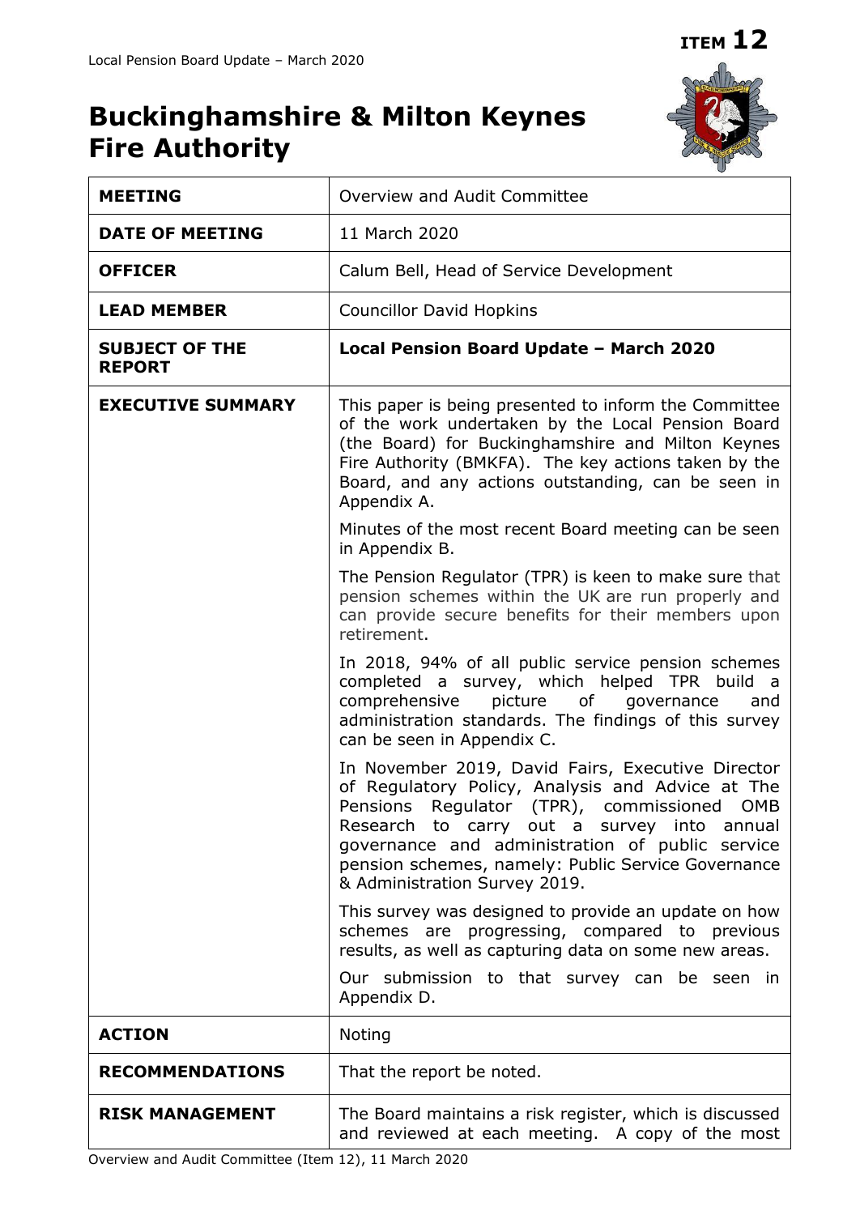**ITEM 12**

# Buckinghamshire & Milton Keynes Fire Authority

| | |
|---|---|
| **MEETING** | Overview and Audit Committee |
| **DATE OF MEETING** | 11 March 2020 |
| **OFFICER** | Calum Bell, Head of Service Development |
| **LEAD MEMBER** | Councillor David Hopkins |
| **SUBJECT OF THE REPORT** | **Local Pension Board Update – March 2020** |
| **EXECUTIVE SUMMARY** | This paper is being presented to inform the Committee of the work undertaken by the Local Pension Board (the Board) for Buckinghamshire and Milton Keynes Fire Authority (BMKFA). The key actions taken by the Board, and any actions outstanding, can be seen in Appendix A.<br><br>Minutes of the most recent Board meeting can be seen in Appendix B.<br><br>The Pension Regulator (TPR) is keen to make sure that pension schemes within the UK are run properly and can provide secure benefits for their members upon retirement.<br><br>In 2018, 94% of all public service pension schemes completed a survey, which helped TPR build a comprehensive picture of governance and administration standards. The findings of this survey can be seen in Appendix C.<br><br>In November 2019, David Fairs, Executive Director of Regulatory Policy, Analysis and Advice at The Pensions Regulator (TPR), commissioned OMB Research to carry out a survey into annual governance and administration of public service pension schemes, namely: Public Service Governance & Administration Survey 2019.<br><br>This survey was designed to provide an update on how schemes are progressing, compared to previous results, as well as capturing data on some new areas.<br><br>Our submission to that survey can be seen in Appendix D. |
| **ACTION** | Noting |
| **RECOMMENDATIONS** | That the report be noted. |
| **RISK MANAGEMENT** | The Board maintains a risk register, which is discussed and reviewed at each meeting. A copy of the most |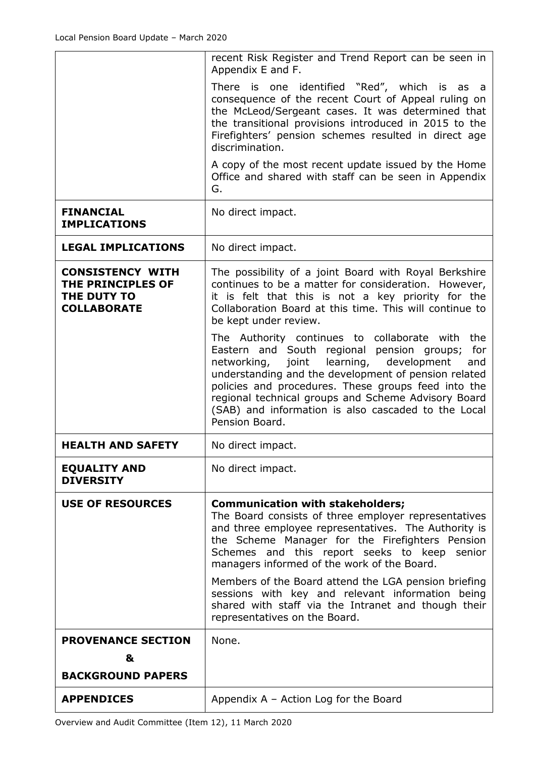| | |
|---|---|
| | recent Risk Register and Trend Report can be seen in Appendix E and F.<br><br>There is one identified "Red", which is as a consequence of the recent Court of Appeal ruling on the McLeod/Sergeant cases. It was determined that the transitional provisions introduced in 2015 to the Firefighters' pension schemes resulted in direct age discrimination.<br><br>A copy of the most recent update issued by the Home Office and shared with staff can be seen in Appendix G. |
| **FINANCIAL IMPLICATIONS** | No direct impact. |
| **LEGAL IMPLICATIONS** | No direct impact. |
| **CONSISTENCY WITH THE PRINCIPLES OF THE DUTY TO COLLABORATE** | The possibility of a joint Board with Royal Berkshire continues to be a matter for consideration. However, it is felt that this is not a key priority for the Collaboration Board at this time. This will continue to be kept under review.<br><br>The Authority continues to collaborate with the Eastern and South regional pension groups; for networking, joint learning, development and understanding and the development of pension related policies and procedures. These groups feed into the regional technical groups and Scheme Advisory Board (SAB) and information is also cascaded to the Local Pension Board. |
| **HEALTH AND SAFETY** | No direct impact. |
| **EQUALITY AND DIVERSITY** | No direct impact. |
| **USE OF RESOURCES** | **Communication with stakeholders;**<br>The Board consists of three employer representatives and three employee representatives. The Authority is the Scheme Manager for the Firefighters Pension Schemes and this report seeks to keep senior managers informed of the work of the Board.<br><br>Members of the Board attend the LGA pension briefing sessions with key and relevant information being shared with staff via the Intranet and though their representatives on the Board. |
| **PROVENANCE SECTION & BACKGROUND PAPERS** | None. |
| **APPENDICES** | Appendix A – Action Log for the Board |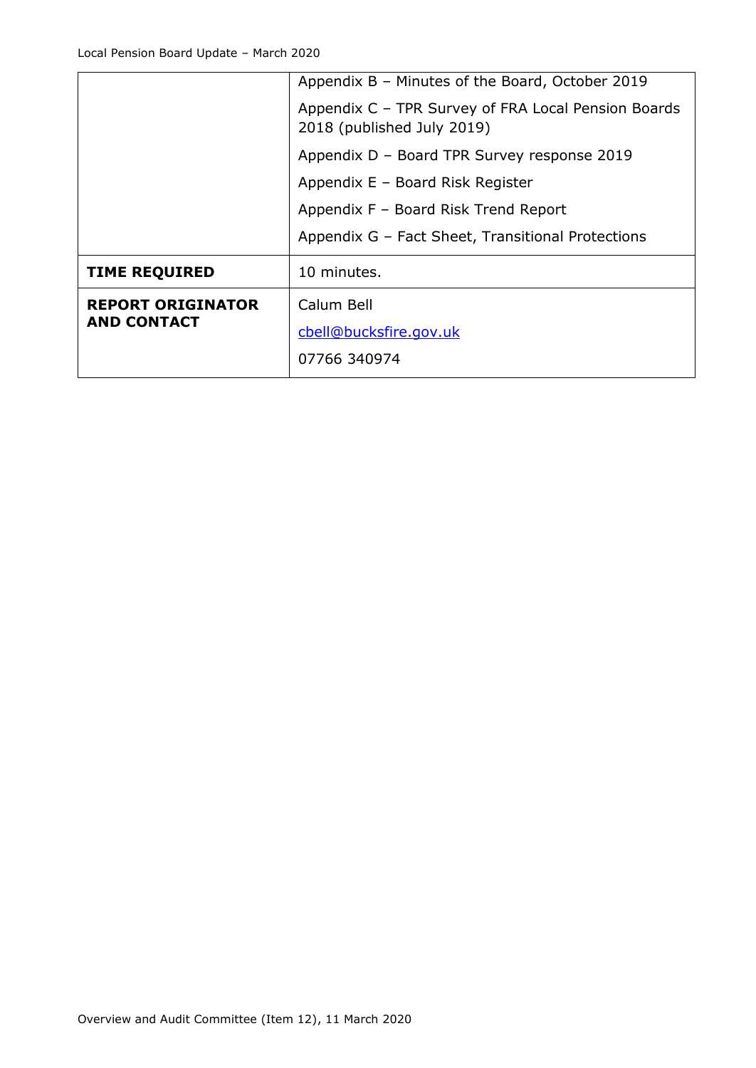| | |
|---|---|
| | Appendix B – Minutes of the Board, October 2019<br>Appendix C – TPR Survey of FRA Local Pension Boards 2018 (published July 2019)<br>Appendix D – Board TPR Survey response 2019<br>Appendix E – Board Risk Register<br>Appendix F – Board Risk Trend Report<br>Appendix G – Fact Sheet, Transitional Protections |
| **TIME REQUIRED** | 10 minutes. |
| **REPORT ORIGINATOR AND CONTACT** | Calum Bell<br>cbell@bucksfire.gov.uk<br>07766 340974 |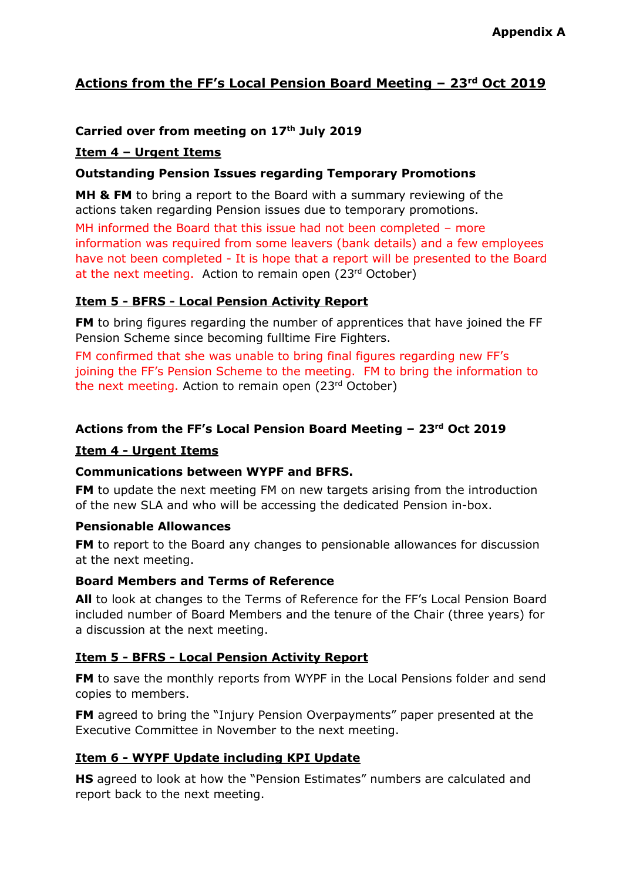**Appendix A**

## Actions from the FF's Local Pension Board Meeting – 23rd Oct 2019

**Carried over from meeting on 17th July 2019**

**Item 4 – Urgent Items**

**Outstanding Pension Issues regarding Temporary Promotions**

**MH & FM** to bring a report to the Board with a summary reviewing of the actions taken regarding Pension issues due to temporary promotions.

MH informed the Board that this issue had not been completed – more information was required from some leavers (bank details) and a few employees have not been completed - It is hope that a report will be presented to the Board at the next meeting. Action to remain open (23rd October)

**Item 5 - BFRS - Local Pension Activity Report**

**FM** to bring figures regarding the number of apprentices that have joined the FF Pension Scheme since becoming fulltime Fire Fighters.

FM confirmed that she was unable to bring final figures regarding new FF's joining the FF's Pension Scheme to the meeting. FM to bring the information to the next meeting. Action to remain open (23rd October)

**Actions from the FF's Local Pension Board Meeting – 23rd Oct 2019**

**Item 4 - Urgent Items**

**Communications between WYPF and BFRS.**

**FM** to update the next meeting FM on new targets arising from the introduction of the new SLA and who will be accessing the dedicated Pension in-box.

**Pensionable Allowances**

**FM** to report to the Board any changes to pensionable allowances for discussion at the next meeting.

**Board Members and Terms of Reference**

**All** to look at changes to the Terms of Reference for the FF's Local Pension Board included number of Board Members and the tenure of the Chair (three years) for a discussion at the next meeting.

**Item 5 - BFRS - Local Pension Activity Report**

**FM** to save the monthly reports from WYPF in the Local Pensions folder and send copies to members.

**FM** agreed to bring the "Injury Pension Overpayments" paper presented at the Executive Committee in November to the next meeting.

**Item 6 - WYPF Update including KPI Update**

**HS** agreed to look at how the "Pension Estimates" numbers are calculated and report back to the next meeting.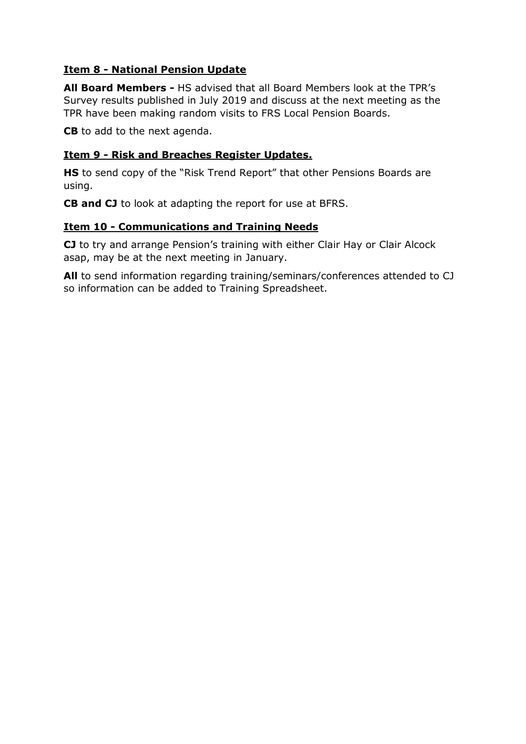## Item 8 - National Pension Update

**All Board Members -** HS advised that all Board Members look at the TPR's Survey results published in July 2019 and discuss at the next meeting as the TPR have been making random visits to FRS Local Pension Boards.

**CB** to add to the next agenda.

## Item 9 - Risk and Breaches Register Updates.

**HS** to send copy of the "Risk Trend Report" that other Pensions Boards are using.

**CB and CJ** to look at adapting the report for use at BFRS.

## Item 10 - Communications and Training Needs

**CJ** to try and arrange Pension's training with either Clair Hay or Clair Alcock asap, may be at the next meeting in January.

**All** to send information regarding training/seminars/conferences attended to CJ so information can be added to Training Spreadsheet.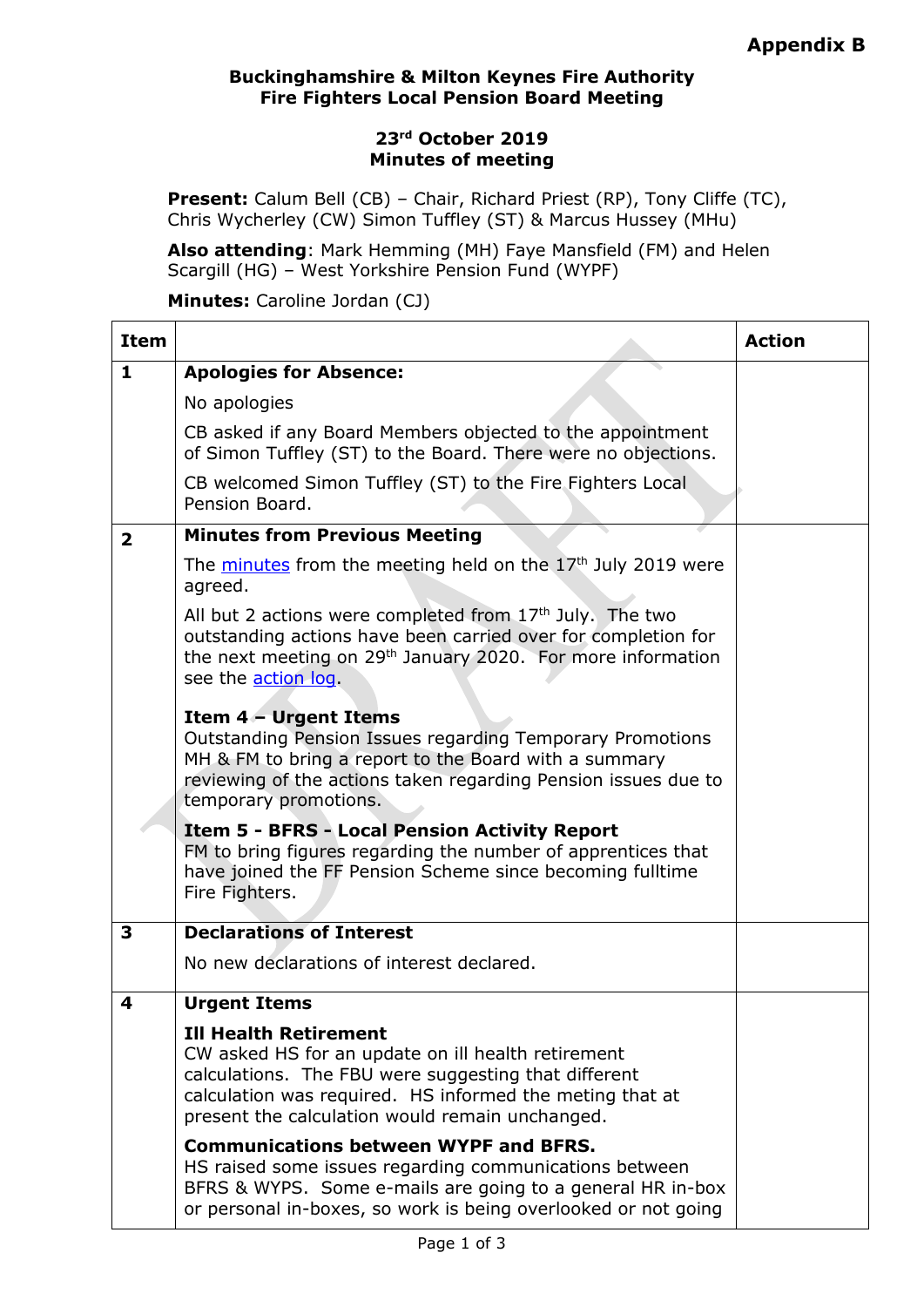**Appendix B**

**Buckinghamshire & Milton Keynes Fire Authority**
**Fire Fighters Local Pension Board Meeting**

**23rd October 2019**
**Minutes of meeting**

**Present:** Calum Bell (CB) – Chair, Richard Priest (RP), Tony Cliffe (TC), Chris Wycherley (CW) Simon Tuffley (ST) & Marcus Hussey (MHu)

**Also attending**: Mark Hemming (MH) Faye Mansfield (FM) and Helen Scargill (HG) – West Yorkshire Pension Fund (WYPF)

**Minutes:** Caroline Jordan (CJ)

| Item | | Action |
|---|---|---|
| 1 | **Apologies for Absence:**<br><br>No apologies<br><br>CB asked if any Board Members objected to the appointment of Simon Tuffley (ST) to the Board. There were no objections.<br><br>CB welcomed Simon Tuffley (ST) to the Fire Fighters Local Pension Board. | |
| 2 | **Minutes from Previous Meeting**<br><br>The minutes from the meeting held on the 17th July 2019 were agreed.<br><br>All but 2 actions were completed from 17th July. The two outstanding actions have been carried over for completion for the next meeting on 29th January 2020. For more information see the action log.<br><br>**Item 4 – Urgent Items**<br>Outstanding Pension Issues regarding Temporary Promotions MH & FM to bring a report to the Board with a summary reviewing of the actions taken regarding Pension issues due to temporary promotions.<br><br>**Item 5 - BFRS - Local Pension Activity Report**<br>FM to bring figures regarding the number of apprentices that have joined the FF Pension Scheme since becoming fulltime Fire Fighters. | |
| 3 | **Declarations of Interest**<br><br>No new declarations of interest declared. | |
| 4 | **Urgent Items**<br><br>**Ill Health Retirement**<br>CW asked HS for an update on ill health retirement calculations. The FBU were suggesting that different calculation was required. HS informed the meting that at present the calculation would remain unchanged.<br><br>**Communications between WYPF and BFRS.**<br>HS raised some issues regarding communications between BFRS & WYPS. Some e-mails are going to a general HR in-box or personal in-boxes, so work is being overlooked or not going | |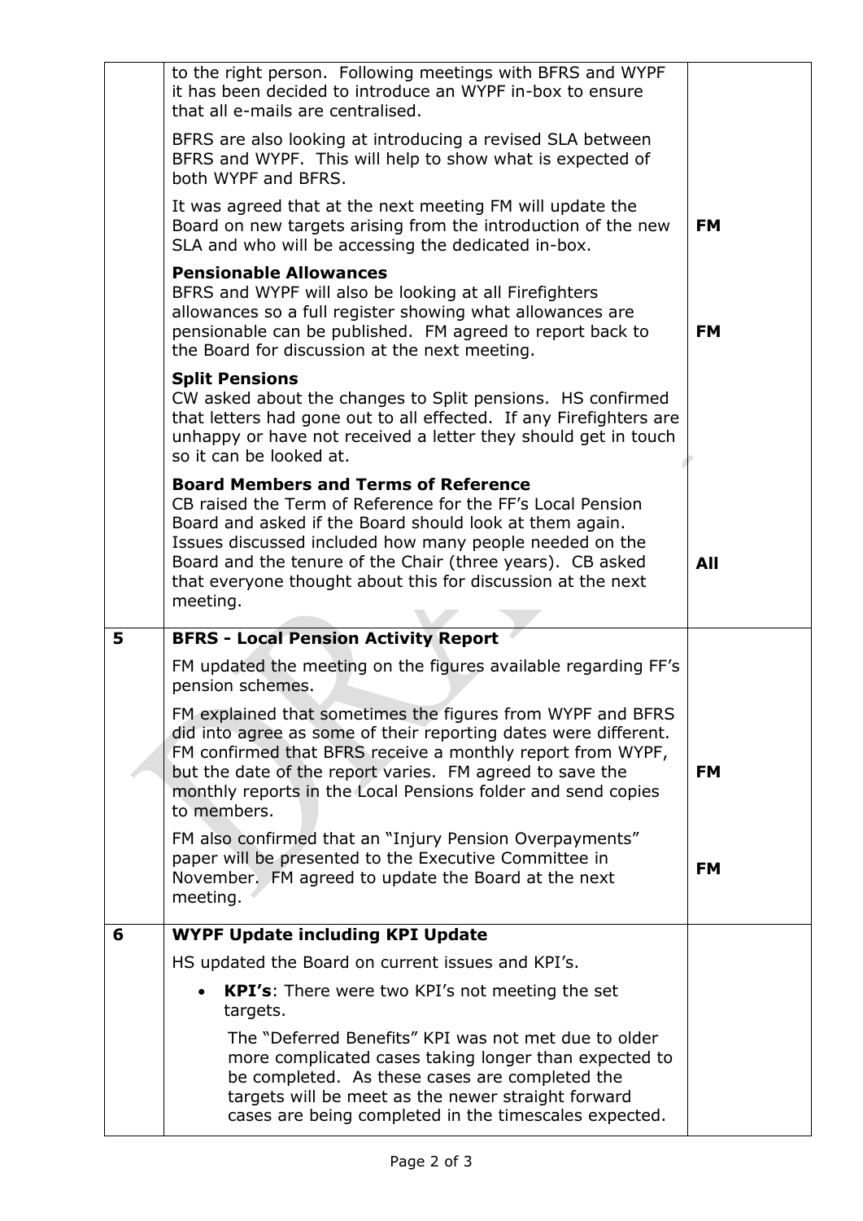| | | |
|---|---|---|
| | to the right person. Following meetings with BFRS and WYPF it has been decided to introduce an WYPF in-box to ensure that all e-mails are centralised.<br><br>BFRS are also looking at introducing a revised SLA between BFRS and WYPF. This will help to show what is expected of both WYPF and BFRS.<br><br>It was agreed that at the next meeting FM will update the Board on new targets arising from the introduction of the new SLA and who will be accessing the dedicated in-box. | **FM** |
| | **Pensionable Allowances**<br>BFRS and WYPF will also be looking at all Firefighters allowances so a full register showing what allowances are pensionable can be published. FM agreed to report back to the Board for discussion at the next meeting. | **FM** |
| | **Split Pensions**<br>CW asked about the changes to Split pensions. HS confirmed that letters had gone out to all effected. If any Firefighters are unhappy or have not received a letter they should get in touch so it can be looked at. | |
| | **Board Members and Terms of Reference**<br>CB raised the Term of Reference for the FF's Local Pension Board and asked if the Board should look at them again. Issues discussed included how many people needed on the Board and the tenure of the Chair (three years). CB asked that everyone thought about this for discussion at the next meeting. | **All** |
| **5** | **BFRS - Local Pension Activity Report** | |
| | FM updated the meeting on the figures available regarding FF's pension schemes.<br><br>FM explained that sometimes the figures from WYPF and BFRS did into agree as some of their reporting dates were different. FM confirmed that BFRS receive a monthly report from WYPF, but the date of the report varies. FM agreed to save the monthly reports in the Local Pensions folder and send copies to members. | **FM** |
| | FM also confirmed that an "Injury Pension Overpayments" paper will be presented to the Executive Committee in November. FM agreed to update the Board at the next meeting. | **FM** |
| **6** | **WYPF Update including KPI Update** | |
| | HS updated the Board on current issues and KPI's.<br><br>• **KPI's**: There were two KPI's not meeting the set targets.<br><br>The "Deferred Benefits" KPI was not met due to older more complicated cases taking longer than expected to be completed. As these cases are completed the targets will be meet as the newer straight forward cases are being completed in the timescales expected. | |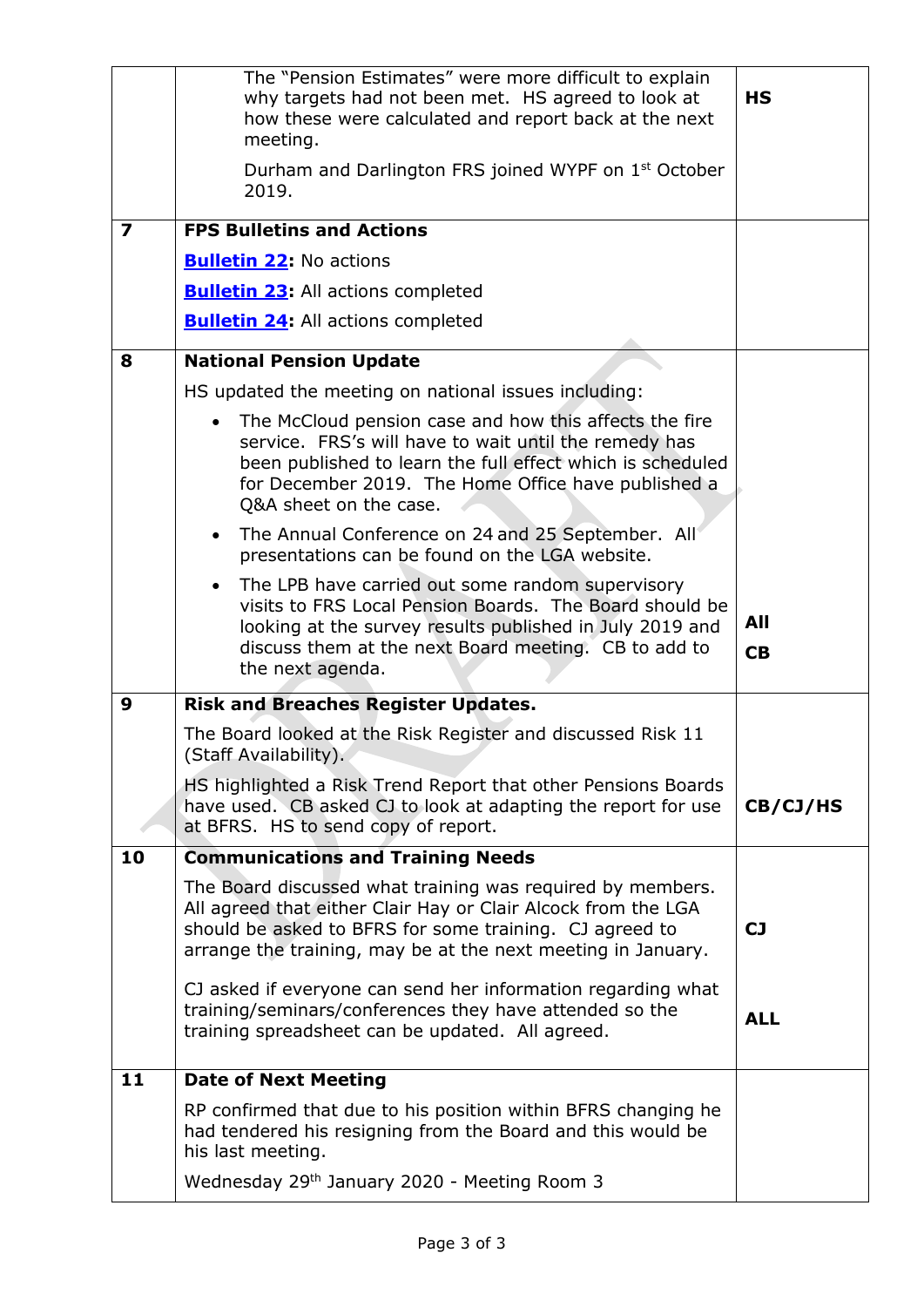| | | |
|---|---|---|
| | The "Pension Estimates" were more difficult to explain why targets had not been met. HS agreed to look at how these were calculated and report back at the next meeting.<br><br>Durham and Darlington FRS joined WYPF on 1st October 2019. | **HS** |
| **7** | **FPS Bulletins and Actions**<br><br>**Bulletin 22:** No actions<br><br>**Bulletin 23:** All actions completed<br><br>**Bulletin 24:** All actions completed | |
| **8** | **National Pension Update**<br><br>HS updated the meeting on national issues including:<br><br>• The McCloud pension case and how this affects the fire service. FRS's will have to wait until the remedy has been published to learn the full effect which is scheduled for December 2019. The Home Office have published a Q&A sheet on the case.<br><br>• The Annual Conference on 24 and 25 September. All presentations can be found on the LGA website.<br><br>• The LPB have carried out some random supervisory visits to FRS Local Pension Boards. The Board should be looking at the survey results published in July 2019 and discuss them at the next Board meeting. CB to add to the next agenda. | **All**<br><br>**CB** |
| **9** | **Risk and Breaches Register Updates.**<br><br>The Board looked at the Risk Register and discussed Risk 11 (Staff Availability).<br><br>HS highlighted a Risk Trend Report that other Pensions Boards have used. CB asked CJ to look at adapting the report for use at BFRS. HS to send copy of report. | **CB/CJ/HS** |
| **10** | **Communications and Training Needs**<br><br>The Board discussed what training was required by members. All agreed that either Clair Hay or Clair Alcock from the LGA should be asked to BFRS for some training. CJ agreed to arrange the training, may be at the next meeting in January.<br><br>CJ asked if everyone can send her information regarding what training/seminars/conferences they have attended so the training spreadsheet can be updated. All agreed. | **CJ**<br><br>**ALL** |
| **11** | **Date of Next Meeting**<br><br>RP confirmed that due to his position within BFRS changing he had tendered his resigning from the Board and this would be his last meeting.<br><br>Wednesday 29th January 2020 - Meeting Room 3 | |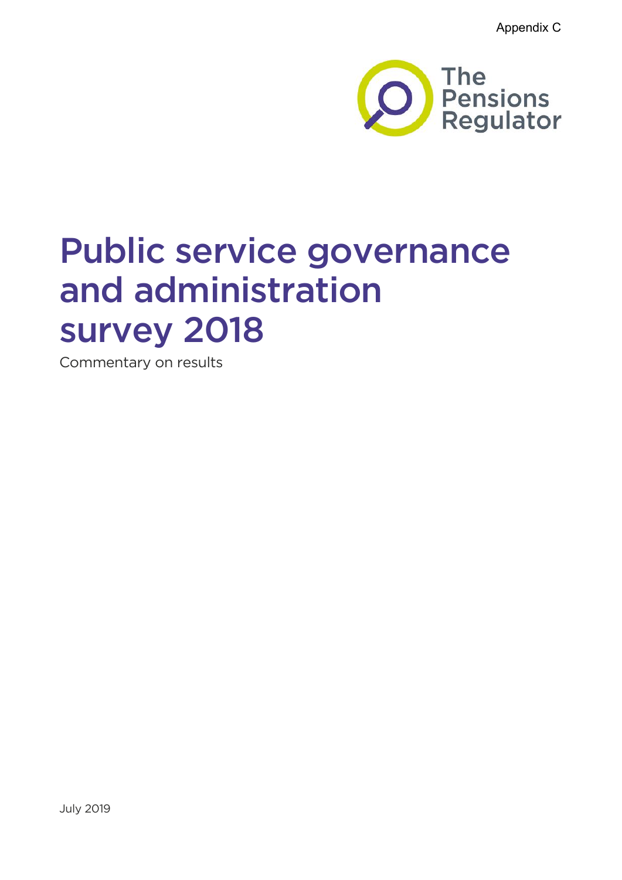Appendix C

The Pensions Regulator

# Public service governance and administration survey 2018

Commentary on results

July 2019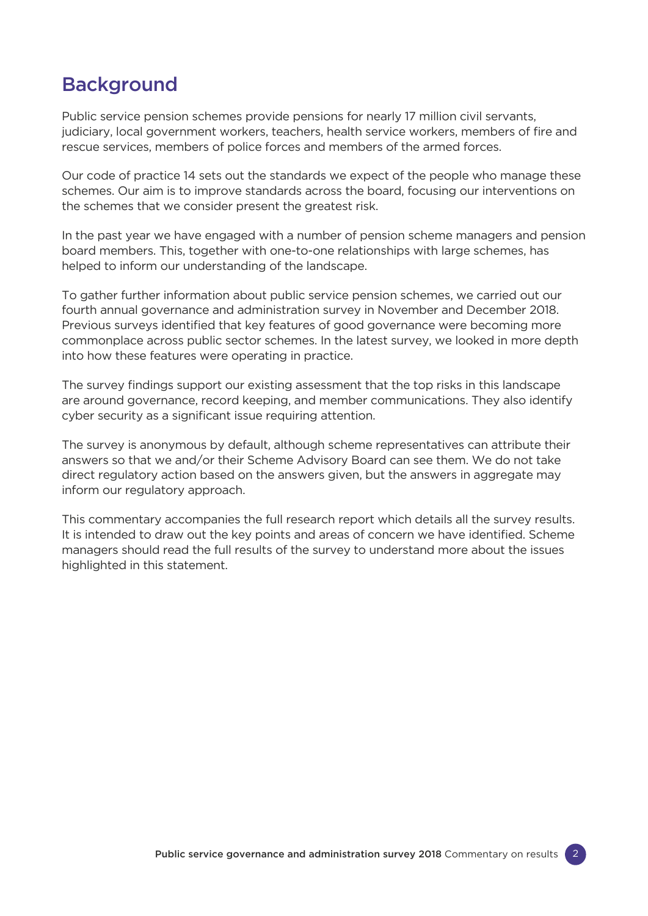## Background

Public service pension schemes provide pensions for nearly 17 million civil servants, judiciary, local government workers, teachers, health service workers, members of fire and rescue services, members of police forces and members of the armed forces.

Our code of practice 14 sets out the standards we expect of the people who manage these schemes. Our aim is to improve standards across the board, focusing our interventions on the schemes that we consider present the greatest risk.

In the past year we have engaged with a number of pension scheme managers and pension board members. This, together with one-to-one relationships with large schemes, has helped to inform our understanding of the landscape.

To gather further information about public service pension schemes, we carried out our fourth annual governance and administration survey in November and December 2018. Previous surveys identified that key features of good governance were becoming more commonplace across public sector schemes. In the latest survey, we looked in more depth into how these features were operating in practice.

The survey findings support our existing assessment that the top risks in this landscape are around governance, record keeping, and member communications. They also identify cyber security as a significant issue requiring attention.

The survey is anonymous by default, although scheme representatives can attribute their answers so that we and/or their Scheme Advisory Board can see them. We do not take direct regulatory action based on the answers given, but the answers in aggregate may inform our regulatory approach.

This commentary accompanies the full research report which details all the survey results. It is intended to draw out the key points and areas of concern we have identified. Scheme managers should read the full results of the survey to understand more about the issues highlighted in this statement.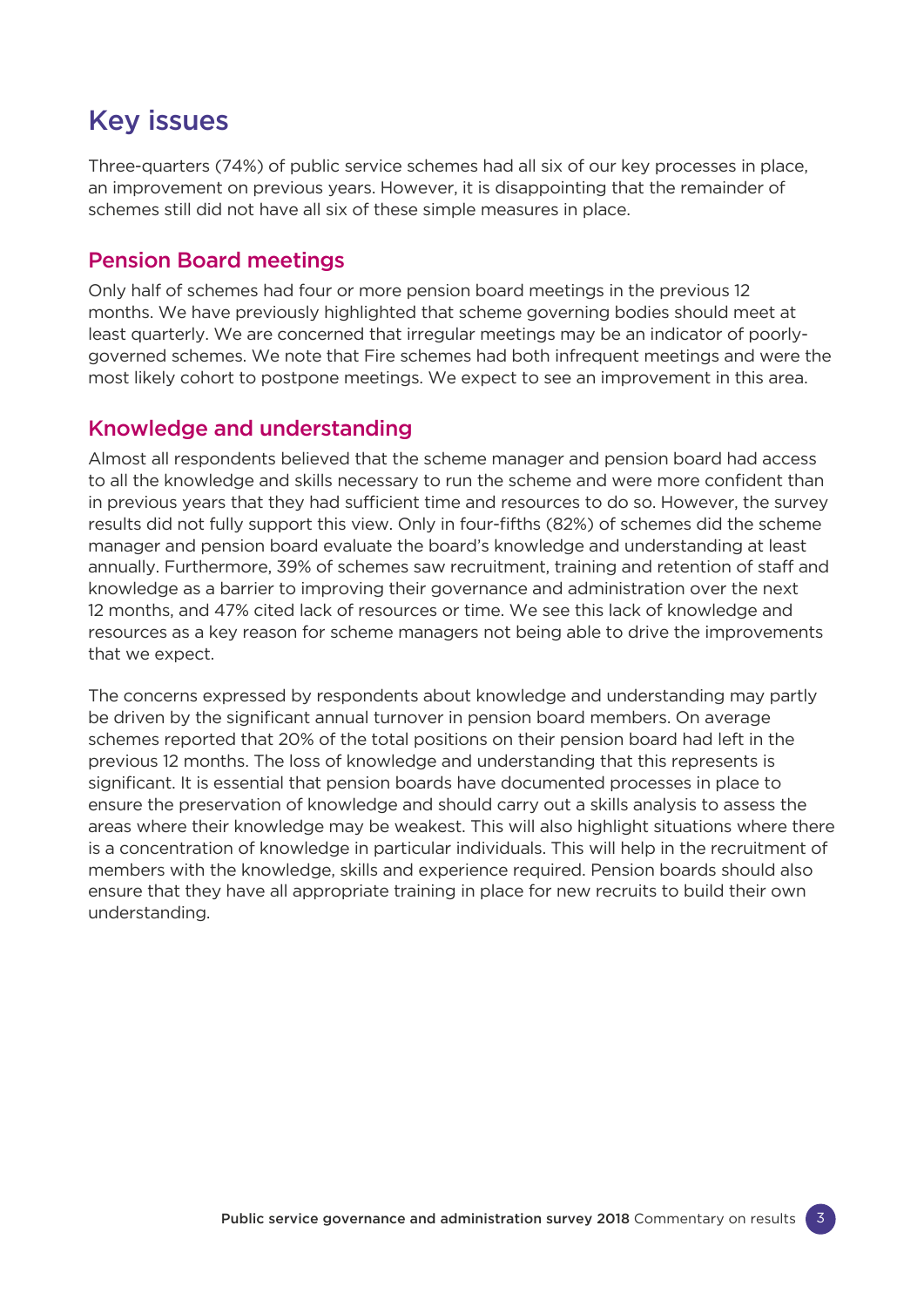## Key issues

Three-quarters (74%) of public service schemes had all six of our key processes in place, an improvement on previous years. However, it is disappointing that the remainder of schemes still did not have all six of these simple measures in place.

### Pension Board meetings

Only half of schemes had four or more pension board meetings in the previous 12 months. We have previously highlighted that scheme governing bodies should meet at least quarterly. We are concerned that irregular meetings may be an indicator of poorly-governed schemes. We note that Fire schemes had both infrequent meetings and were the most likely cohort to postpone meetings. We expect to see an improvement in this area.

### Knowledge and understanding

Almost all respondents believed that the scheme manager and pension board had access to all the knowledge and skills necessary to run the scheme and were more confident than in previous years that they had sufficient time and resources to do so. However, the survey results did not fully support this view. Only in four-fifths (82%) of schemes did the scheme manager and pension board evaluate the board's knowledge and understanding at least annually. Furthermore, 39% of schemes saw recruitment, training and retention of staff and knowledge as a barrier to improving their governance and administration over the next 12 months, and 47% cited lack of resources or time. We see this lack of knowledge and resources as a key reason for scheme managers not being able to drive the improvements that we expect.

The concerns expressed by respondents about knowledge and understanding may partly be driven by the significant annual turnover in pension board members. On average schemes reported that 20% of the total positions on their pension board had left in the previous 12 months. The loss of knowledge and understanding that this represents is significant. It is essential that pension boards have documented processes in place to ensure the preservation of knowledge and should carry out a skills analysis to assess the areas where their knowledge may be weakest. This will also highlight situations where there is a concentration of knowledge in particular individuals. This will help in the recruitment of members with the knowledge, skills and experience required. Pension boards should also ensure that they have all appropriate training in place for new recruits to build their own understanding.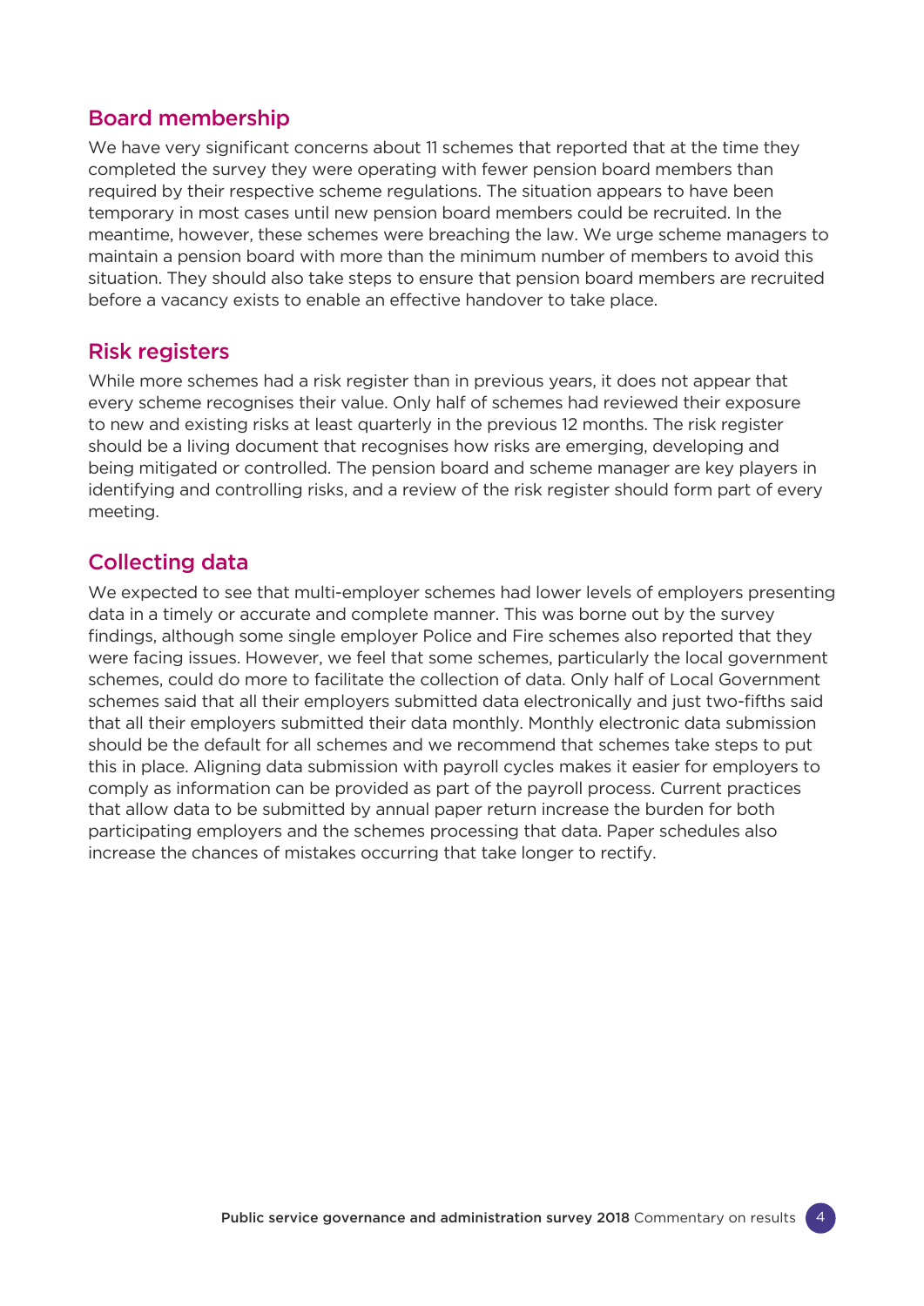## Board membership

We have very significant concerns about 11 schemes that reported that at the time they completed the survey they were operating with fewer pension board members than required by their respective scheme regulations. The situation appears to have been temporary in most cases until new pension board members could be recruited. In the meantime, however, these schemes were breaching the law. We urge scheme managers to maintain a pension board with more than the minimum number of members to avoid this situation. They should also take steps to ensure that pension board members are recruited before a vacancy exists to enable an effective handover to take place.

## Risk registers

While more schemes had a risk register than in previous years, it does not appear that every scheme recognises their value. Only half of schemes had reviewed their exposure to new and existing risks at least quarterly in the previous 12 months. The risk register should be a living document that recognises how risks are emerging, developing and being mitigated or controlled. The pension board and scheme manager are key players in identifying and controlling risks, and a review of the risk register should form part of every meeting.

## Collecting data

We expected to see that multi-employer schemes had lower levels of employers presenting data in a timely or accurate and complete manner. This was borne out by the survey findings, although some single employer Police and Fire schemes also reported that they were facing issues. However, we feel that some schemes, particularly the local government schemes, could do more to facilitate the collection of data. Only half of Local Government schemes said that all their employers submitted data electronically and just two-fifths said that all their employers submitted their data monthly. Monthly electronic data submission should be the default for all schemes and we recommend that schemes take steps to put this in place. Aligning data submission with payroll cycles makes it easier for employers to comply as information can be provided as part of the payroll process. Current practices that allow data to be submitted by annual paper return increase the burden for both participating employers and the schemes processing that data. Paper schedules also increase the chances of mistakes occurring that take longer to rectify.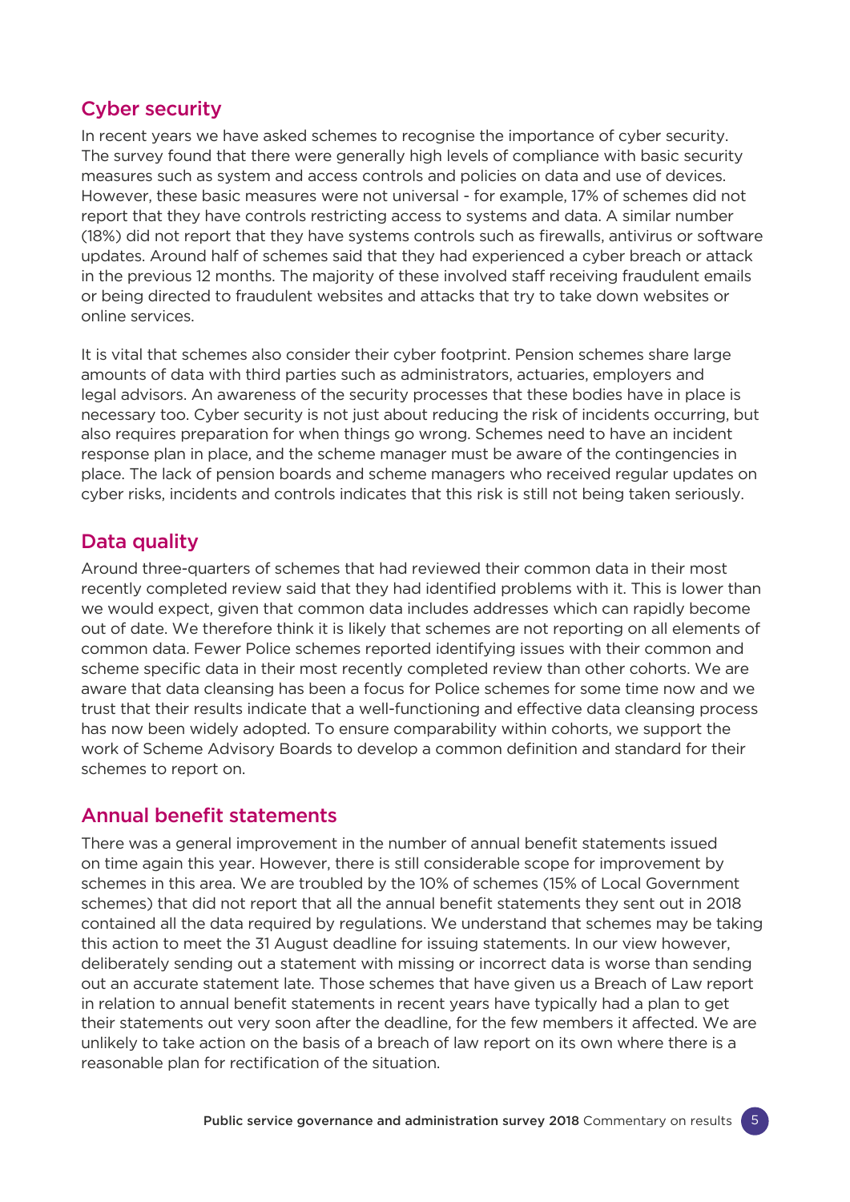## Cyber security

In recent years we have asked schemes to recognise the importance of cyber security. The survey found that there were generally high levels of compliance with basic security measures such as system and access controls and policies on data and use of devices. However, these basic measures were not universal - for example, 17% of schemes did not report that they have controls restricting access to systems and data. A similar number (18%) did not report that they have systems controls such as firewalls, antivirus or software updates. Around half of schemes said that they had experienced a cyber breach or attack in the previous 12 months. The majority of these involved staff receiving fraudulent emails or being directed to fraudulent websites and attacks that try to take down websites or online services.

It is vital that schemes also consider their cyber footprint. Pension schemes share large amounts of data with third parties such as administrators, actuaries, employers and legal advisors. An awareness of the security processes that these bodies have in place is necessary too. Cyber security is not just about reducing the risk of incidents occurring, but also requires preparation for when things go wrong. Schemes need to have an incident response plan in place, and the scheme manager must be aware of the contingencies in place. The lack of pension boards and scheme managers who received regular updates on cyber risks, incidents and controls indicates that this risk is still not being taken seriously.

## Data quality

Around three-quarters of schemes that had reviewed their common data in their most recently completed review said that they had identified problems with it. This is lower than we would expect, given that common data includes addresses which can rapidly become out of date. We therefore think it is likely that schemes are not reporting on all elements of common data. Fewer Police schemes reported identifying issues with their common and scheme specific data in their most recently completed review than other cohorts. We are aware that data cleansing has been a focus for Police schemes for some time now and we trust that their results indicate that a well-functioning and effective data cleansing process has now been widely adopted. To ensure comparability within cohorts, we support the work of Scheme Advisory Boards to develop a common definition and standard for their schemes to report on.

## Annual benefit statements

There was a general improvement in the number of annual benefit statements issued on time again this year. However, there is still considerable scope for improvement by schemes in this area. We are troubled by the 10% of schemes (15% of Local Government schemes) that did not report that all the annual benefit statements they sent out in 2018 contained all the data required by regulations. We understand that schemes may be taking this action to meet the 31 August deadline for issuing statements. In our view however, deliberately sending out a statement with missing or incorrect data is worse than sending out an accurate statement late. Those schemes that have given us a Breach of Law report in relation to annual benefit statements in recent years have typically had a plan to get their statements out very soon after the deadline, for the few members it affected. We are unlikely to take action on the basis of a breach of law report on its own where there is a reasonable plan for rectification of the situation.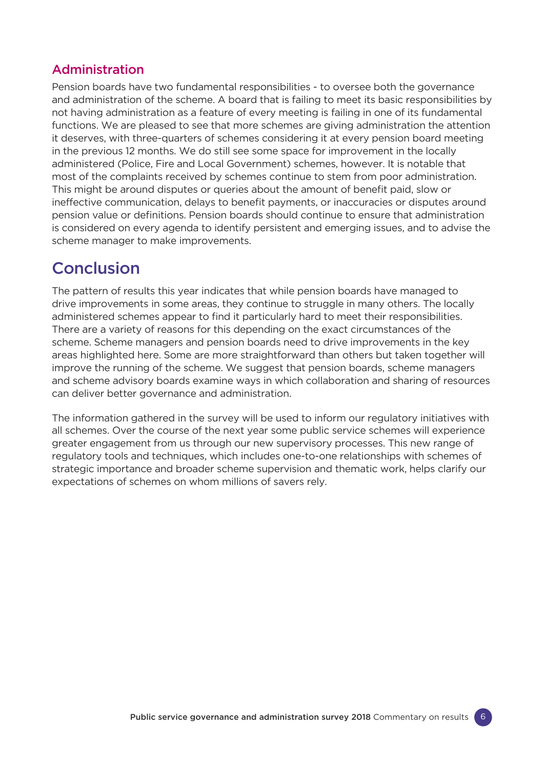### Administration

Pension boards have two fundamental responsibilities - to oversee both the governance and administration of the scheme. A board that is failing to meet its basic responsibilities by not having administration as a feature of every meeting is failing in one of its fundamental functions. We are pleased to see that more schemes are giving administration the attention it deserves, with three-quarters of schemes considering it at every pension board meeting in the previous 12 months. We do still see some space for improvement in the locally administered (Police, Fire and Local Government) schemes, however. It is notable that most of the complaints received by schemes continue to stem from poor administration. This might be around disputes or queries about the amount of benefit paid, slow or ineffective communication, delays to benefit payments, or inaccuracies or disputes around pension value or definitions. Pension boards should continue to ensure that administration is considered on every agenda to identify persistent and emerging issues, and to advise the scheme manager to make improvements.

## Conclusion

The pattern of results this year indicates that while pension boards have managed to drive improvements in some areas, they continue to struggle in many others. The locally administered schemes appear to find it particularly hard to meet their responsibilities. There are a variety of reasons for this depending on the exact circumstances of the scheme. Scheme managers and pension boards need to drive improvements in the key areas highlighted here. Some are more straightforward than others but taken together will improve the running of the scheme. We suggest that pension boards, scheme managers and scheme advisory boards examine ways in which collaboration and sharing of resources can deliver better governance and administration.

The information gathered in the survey will be used to inform our regulatory initiatives with all schemes. Over the course of the next year some public service schemes will experience greater engagement from us through our new supervisory processes. This new range of regulatory tools and techniques, which includes one-to-one relationships with schemes of strategic importance and broader scheme supervision and thematic work, helps clarify our expectations of schemes on whom millions of savers rely.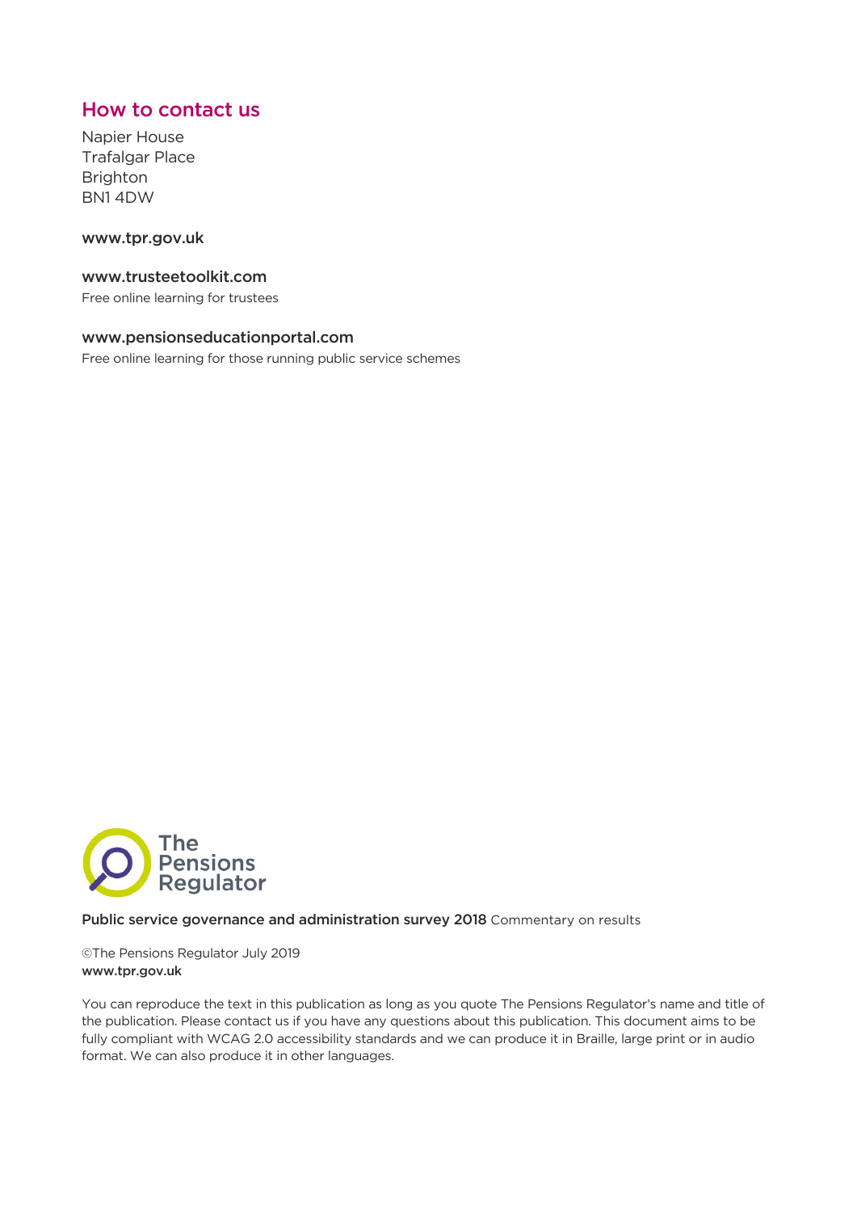## How to contact us

Napier House
Trafalgar Place
Brighton
BN1 4DW

**www.tpr.gov.uk**

**www.trusteetoolkit.com**
Free online learning for trustees

**www.pensionseducationportal.com**
Free online learning for those running public service schemes

The Pensions Regulator

**Public service governance and administration survey 2018** Commentary on results

©The Pensions Regulator July 2019
**www.tpr.gov.uk**

You can reproduce the text in this publication as long as you quote The Pensions Regulator's name and title of the publication. Please contact us if you have any questions about this publication. This document aims to be fully compliant with WCAG 2.0 accessibility standards and we can produce it in Braille, large print or in audio format. We can also produce it in other languages.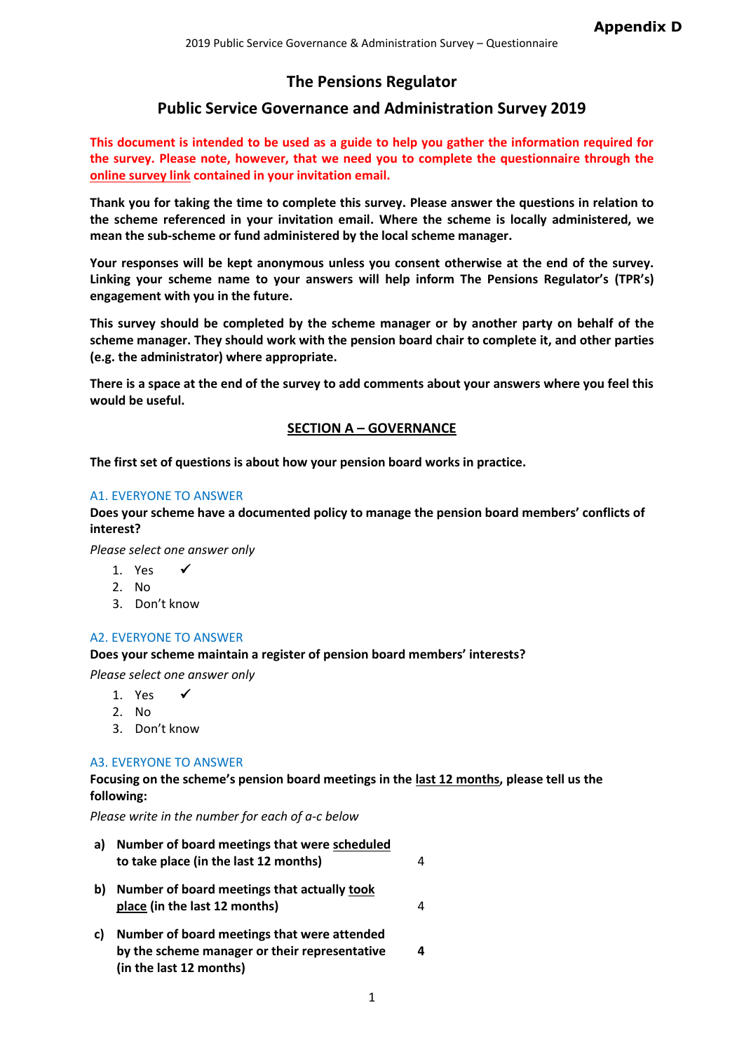**Appendix D**

2019 Public Service Governance & Administration Survey – Questionnaire

# The Pensions Regulator

## Public Service Governance and Administration Survey 2019

**This document is intended to be used as a guide to help you gather the information required for the survey. Please note, however, that we need you to complete the questionnaire through the online survey link contained in your invitation email.**

**Thank you for taking the time to complete this survey. Please answer the questions in relation to the scheme referenced in your invitation email. Where the scheme is locally administered, we mean the sub-scheme or fund administered by the local scheme manager.**

**Your responses will be kept anonymous unless you consent otherwise at the end of the survey. Linking your scheme name to your answers will help inform The Pensions Regulator's (TPR's) engagement with you in the future.**

**This survey should be completed by the scheme manager or by another party on behalf of the scheme manager. They should work with the pension board chair to complete it, and other parties (e.g. the administrator) where appropriate.**

**There is a space at the end of the survey to add comments about your answers where you feel this would be useful.**

## SECTION A – GOVERNANCE

**The first set of questions is about how your pension board works in practice.**

A1. EVERYONE TO ANSWER

**Does your scheme have a documented policy to manage the pension board members' conflicts of interest?**

*Please select one answer only*

1. Yes ✓
2. No
3. Don't know

A2. EVERYONE TO ANSWER

**Does your scheme maintain a register of pension board members' interests?**

*Please select one answer only*

1. Yes ✓
2. No
3. Don't know

A3. EVERYONE TO ANSWER

**Focusing on the scheme's pension board meetings in the last 12 months, please tell us the following:**

*Please write in the number for each of a-c below*

| | | |
|---|---|---|
| a) | **Number of board meetings that were scheduled to take place (in the last 12 months)** | 4 |
| b) | **Number of board meetings that actually took place (in the last 12 months)** | 4 |
| c) | **Number of board meetings that were attended by the scheme manager or their representative (in the last 12 months)** | **4** |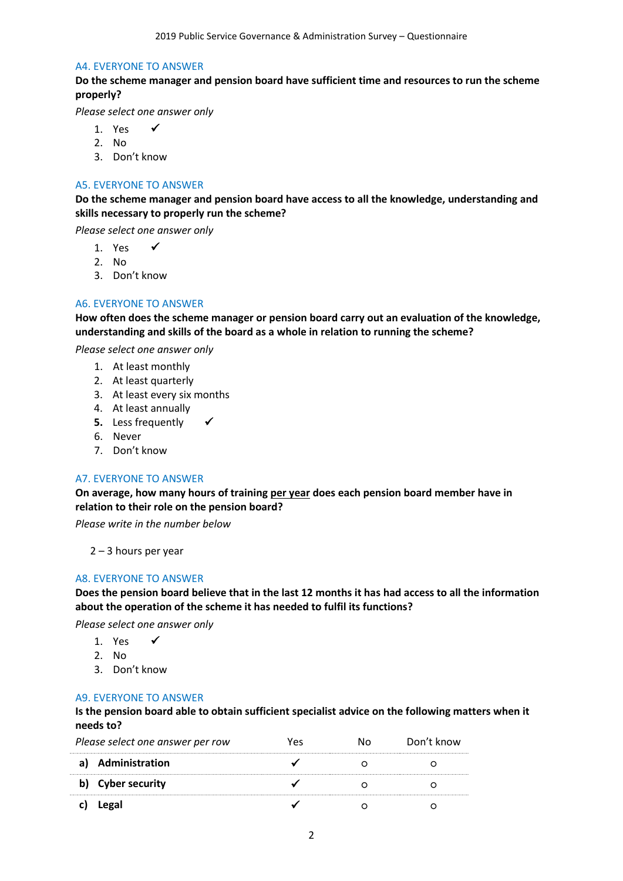A4. EVERYONE TO ANSWER

**Do the scheme manager and pension board have sufficient time and resources to run the scheme properly?**

*Please select one answer only*

1. Yes ✓
2. No
3. Don't know

A5. EVERYONE TO ANSWER

**Do the scheme manager and pension board have access to all the knowledge, understanding and skills necessary to properly run the scheme?**

*Please select one answer only*

1. Yes ✓
2. No
3. Don't know

A6. EVERYONE TO ANSWER

**How often does the scheme manager or pension board carry out an evaluation of the knowledge, understanding and skills of the board as a whole in relation to running the scheme?**

*Please select one answer only*

1. At least monthly
2. At least quarterly
3. At least every six months
4. At least annually
5. Less frequently ✓
6. Never
7. Don't know

A7. EVERYONE TO ANSWER

**On average, how many hours of training per year does each pension board member have in relation to their role on the pension board?**

*Please write in the number below*

2 – 3 hours per year

A8. EVERYONE TO ANSWER

**Does the pension board believe that in the last 12 months it has had access to all the information about the operation of the scheme it has needed to fulfil its functions?**

*Please select one answer only*

1. Yes ✓
2. No
3. Don't know

A9. EVERYONE TO ANSWER

**Is the pension board able to obtain sufficient specialist advice on the following matters when it needs to?**

| *Please select one answer per row* | Yes | No | Don't know |
|---|---|---|---|
| **a) Administration** | ✓ | o | o |
| **b) Cyber security** | ✓ | o | o |
| **c) Legal** | ✓ | o | o |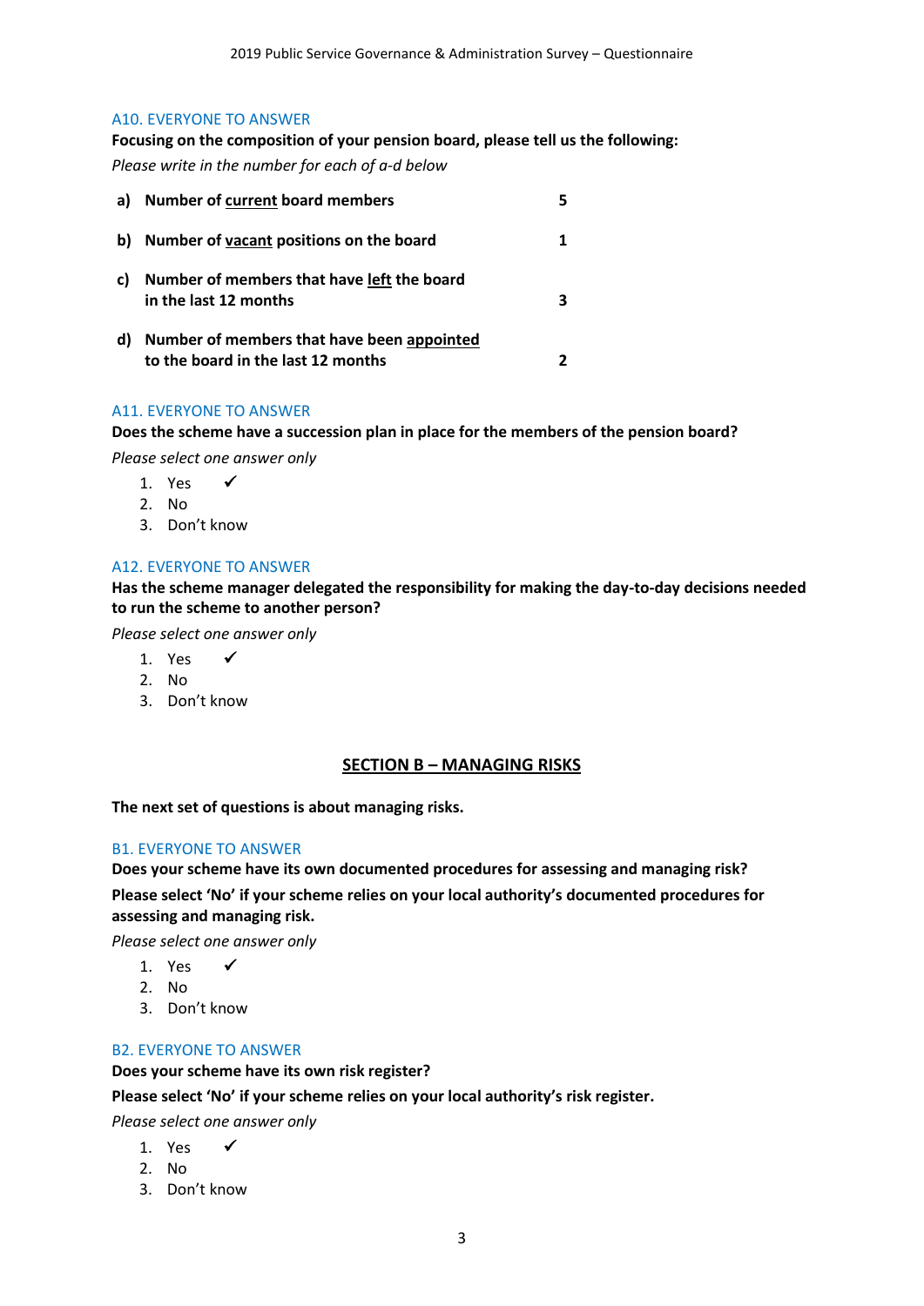A10. EVERYONE TO ANSWER

**Focusing on the composition of your pension board, please tell us the following:**

*Please write in the number for each of a-d below*

| | | |
|---|---|---|
| **a)** | **Number of <u>current</u> board members** | **5** |
| **b)** | **Number of <u>vacant</u> positions on the board** | **1** |
| **c)** | **Number of members that have <u>left</u> the board in the last 12 months** | **3** |
| **d)** | **Number of members that have been <u>appointed</u> to the board in the last 12 months** | **2** |

A11. EVERYONE TO ANSWER

**Does the scheme have a succession plan in place for the members of the pension board?**

*Please select one answer only*

1. Yes ✓
2. No
3. Don't know

A12. EVERYONE TO ANSWER

**Has the scheme manager delegated the responsibility for making the day-to-day decisions needed to run the scheme to another person?**

*Please select one answer only*

1. Yes ✓
2. No
3. Don't know

## <u>SECTION B – MANAGING RISKS</u>

**The next set of questions is about managing risks.**

B1. EVERYONE TO ANSWER

**Does your scheme have its own documented procedures for assessing and managing risk?**

**Please select 'No' if your scheme relies on your local authority's documented procedures for assessing and managing risk.**

*Please select one answer only*

1. Yes ✓
2. No
3. Don't know

B2. EVERYONE TO ANSWER

**Does your scheme have its own risk register?**

**Please select 'No' if your scheme relies on your local authority's risk register.**

*Please select one answer only*

1. Yes ✓
2. No
3. Don't know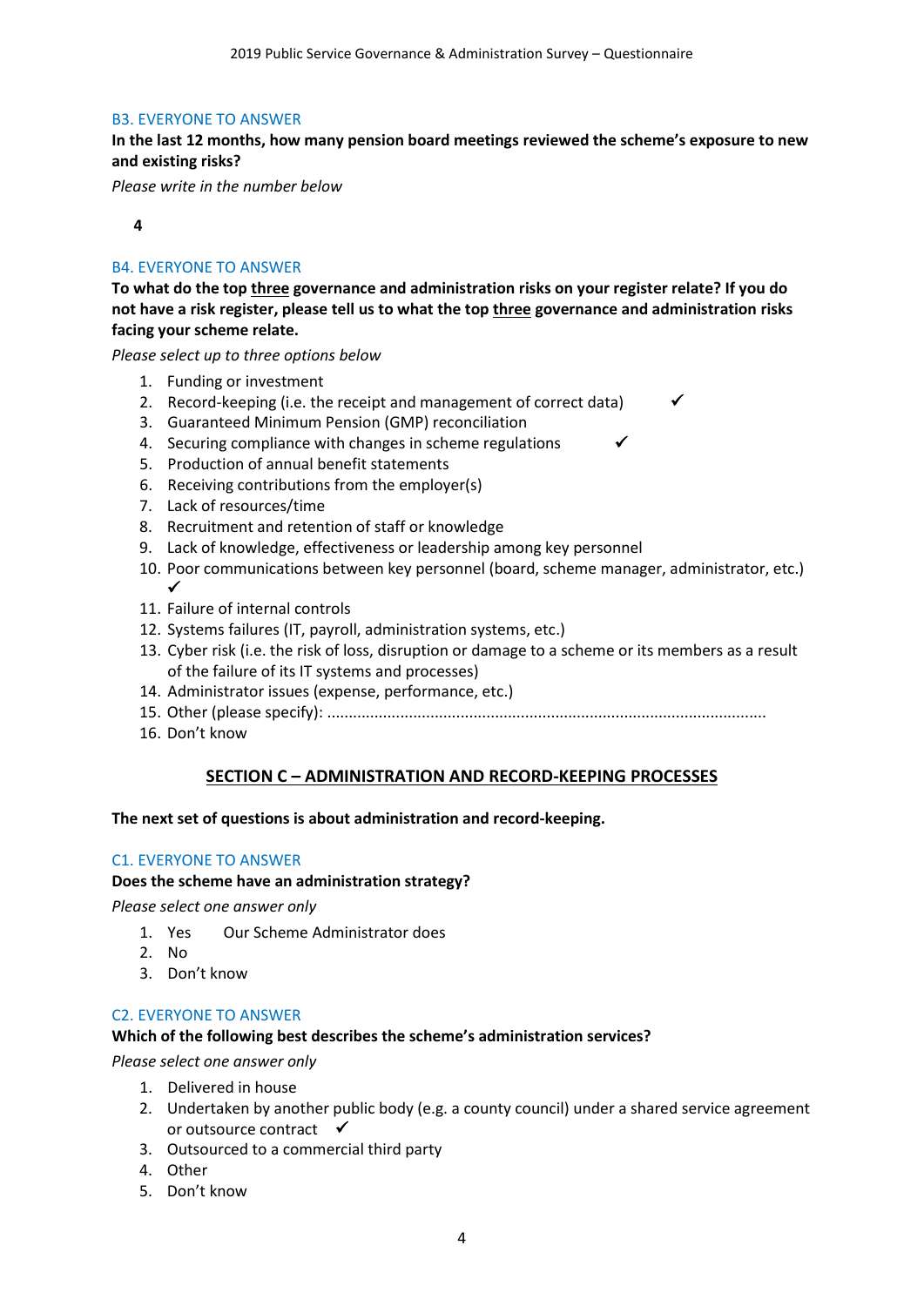B3. EVERYONE TO ANSWER

**In the last 12 months, how many pension board meetings reviewed the scheme's exposure to new and existing risks?**

*Please write in the number below*

**4**

B4. EVERYONE TO ANSWER

**To what do the top <u>three</u> governance and administration risks on your register relate? If you do not have a risk register, please tell us to what the top <u>three</u> governance and administration risks facing your scheme relate.**

*Please select up to three options below*

1. Funding or investment
2. Record-keeping (i.e. the receipt and management of correct data) ✓
3. Guaranteed Minimum Pension (GMP) reconciliation
4. Securing compliance with changes in scheme regulations ✓
5. Production of annual benefit statements
6. Receiving contributions from the employer(s)
7. Lack of resources/time
8. Recruitment and retention of staff or knowledge
9. Lack of knowledge, effectiveness or leadership among key personnel
10. Poor communications between key personnel (board, scheme manager, administrator, etc.) ✓
11. Failure of internal controls
12. Systems failures (IT, payroll, administration systems, etc.)
13. Cyber risk (i.e. the risk of loss, disruption or damage to a scheme or its members as a result of the failure of its IT systems and processes)
14. Administrator issues (expense, performance, etc.)
15. Other (please specify): ......................................................................................................
16. Don't know

## SECTION C – ADMINISTRATION AND RECORD-KEEPING PROCESSES

**The next set of questions is about administration and record-keeping.**

C1. EVERYONE TO ANSWER

**Does the scheme have an administration strategy?**

*Please select one answer only*

1. Yes Our Scheme Administrator does
2. No
3. Don't know

C2. EVERYONE TO ANSWER

**Which of the following best describes the scheme's administration services?**

*Please select one answer only*

1. Delivered in house
2. Undertaken by another public body (e.g. a county council) under a shared service agreement or outsource contract ✓
3. Outsourced to a commercial third party
4. Other
5. Don't know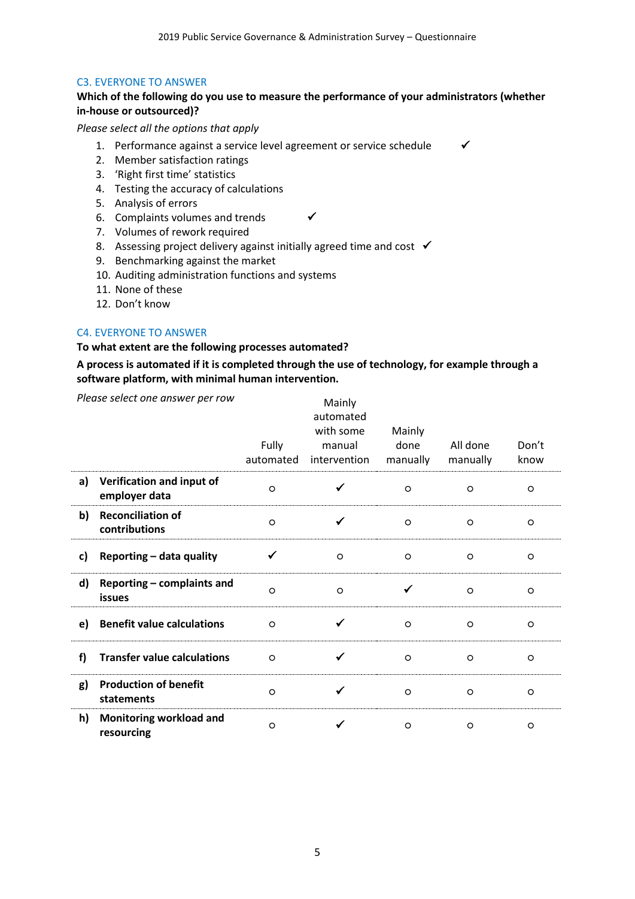C3. EVERYONE TO ANSWER

**Which of the following do you use to measure the performance of your administrators (whether in-house or outsourced)?**

*Please select all the options that apply*

1. Performance against a service level agreement or service schedule ✓
2. Member satisfaction ratings
3. 'Right first time' statistics
4. Testing the accuracy of calculations
5. Analysis of errors
6. Complaints volumes and trends ✓
7. Volumes of rework required
8. Assessing project delivery against initially agreed time and cost ✓
9. Benchmarking against the market
10. Auditing administration functions and systems
11. None of these
12. Don't know

C4. EVERYONE TO ANSWER

**To what extent are the following processes automated?**

**A process is automated if it is completed through the use of technology, for example through a software platform, with minimal human intervention.**

*Please select one answer per row*

| | | Fully automated | Mainly automated with some manual intervention | Mainly done manually | All done manually | Don't know |
|---|---|---|---|---|---|---|
| **a)** | **Verification and input of employer data** | ○ | ✓ | ○ | ○ | ○ |
| **b)** | **Reconciliation of contributions** | ○ | ✓ | ○ | ○ | ○ |
| **c)** | **Reporting – data quality** | ✓ | ○ | ○ | ○ | ○ |
| **d)** | **Reporting – complaints and issues** | ○ | ○ | ✓ | ○ | ○ |
| **e)** | **Benefit value calculations** | ○ | ✓ | ○ | ○ | ○ |
| **f)** | **Transfer value calculations** | ○ | ✓ | ○ | ○ | ○ |
| **g)** | **Production of benefit statements** | ○ | ✓ | ○ | ○ | ○ |
| **h)** | **Monitoring workload and resourcing** | ○ | ✓ | ○ | ○ | ○ |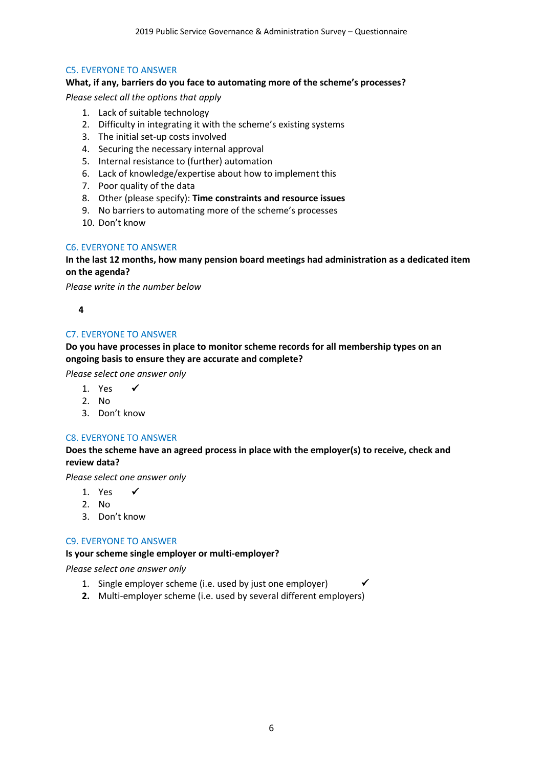C5. EVERYONE TO ANSWER

**What, if any, barriers do you face to automating more of the scheme's processes?**

*Please select all the options that apply*

1. Lack of suitable technology
2. Difficulty in integrating it with the scheme's existing systems
3. The initial set-up costs involved
4. Securing the necessary internal approval
5. Internal resistance to (further) automation
6. Lack of knowledge/expertise about how to implement this
7. Poor quality of the data
8. Other (please specify): **Time constraints and resource issues**
9. No barriers to automating more of the scheme's processes
10. Don't know

C6. EVERYONE TO ANSWER

**In the last 12 months, how many pension board meetings had administration as a dedicated item on the agenda?**

*Please write in the number below*

**4**

C7. EVERYONE TO ANSWER

**Do you have processes in place to monitor scheme records for all membership types on an ongoing basis to ensure they are accurate and complete?**

*Please select one answer only*

1. Yes ✔
2. No
3. Don't know

C8. EVERYONE TO ANSWER

**Does the scheme have an agreed process in place with the employer(s) to receive, check and review data?**

*Please select one answer only*

1. Yes ✔
2. No
3. Don't know

C9. EVERYONE TO ANSWER

**Is your scheme single employer or multi-employer?**

*Please select one answer only*

1. Single employer scheme (i.e. used by just one employer) ✔
2. Multi-employer scheme (i.e. used by several different employers)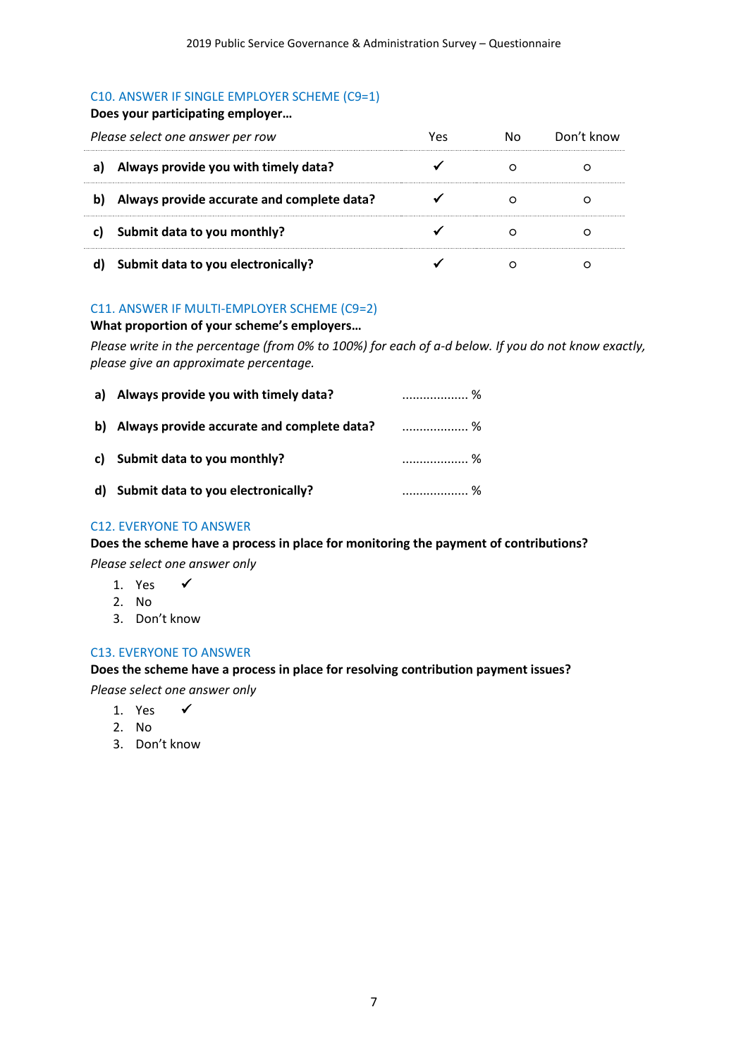C10. ANSWER IF SINGLE EMPLOYER SCHEME (C9=1)

**Does your participating employer…**

| *Please select one answer per row* | Yes | No | Don't know |
|---|---|---|---|
| **a) Always provide you with timely data?** | ✓ | ○ | ○ |
| **b) Always provide accurate and complete data?** | ✓ | ○ | ○ |
| **c) Submit data to you monthly?** | ✓ | ○ | ○ |
| **d) Submit data to you electronically?** | ✓ | ○ | ○ |

C11. ANSWER IF MULTI-EMPLOYER SCHEME (C9=2)

**What proportion of your scheme's employers…**

*Please write in the percentage (from 0% to 100%) for each of a-d below. If you do not know exactly, please give an approximate percentage.*

| | |
|---|---|
| **a) Always provide you with timely data?** | .................. % |
| **b) Always provide accurate and complete data?** | .................. % |
| **c) Submit data to you monthly?** | .................. % |
| **d) Submit data to you electronically?** | .................. % |

C12. EVERYONE TO ANSWER

**Does the scheme have a process in place for monitoring the payment of contributions?**

*Please select one answer only*

1. Yes ✓
2. No
3. Don't know

C13. EVERYONE TO ANSWER

**Does the scheme have a process in place for resolving contribution payment issues?**

*Please select one answer only*

1. Yes ✓
2. No
3. Don't know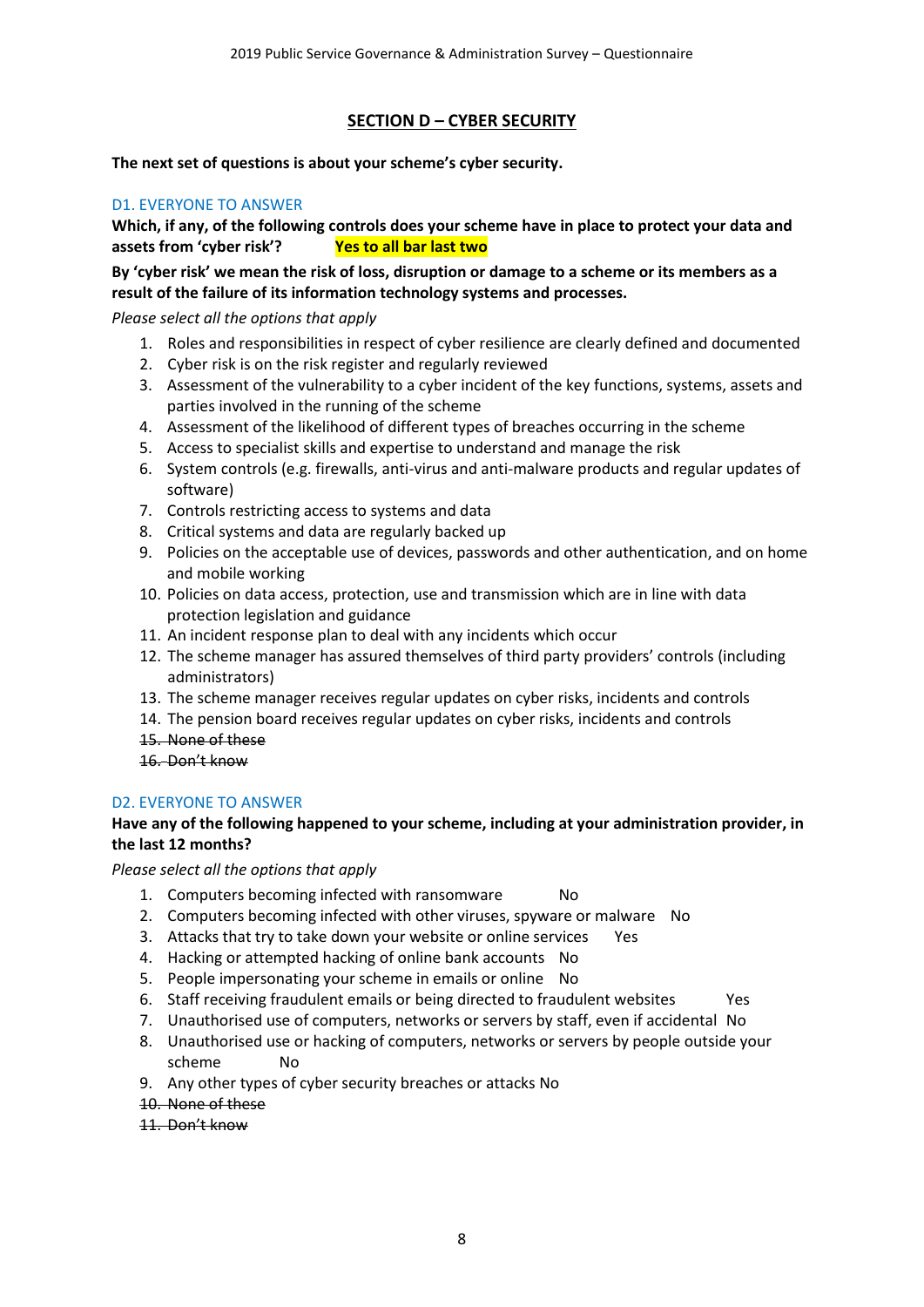## SECTION D – CYBER SECURITY

**The next set of questions is about your scheme's cyber security.**

D1. EVERYONE TO ANSWER

**Which, if any, of the following controls does your scheme have in place to protect your data and assets from 'cyber risk'?** **Yes to all bar last two**

**By 'cyber risk' we mean the risk of loss, disruption or damage to a scheme or its members as a result of the failure of its information technology systems and processes.**

*Please select all the options that apply*

1. Roles and responsibilities in respect of cyber resilience are clearly defined and documented
2. Cyber risk is on the risk register and regularly reviewed
3. Assessment of the vulnerability to a cyber incident of the key functions, systems, assets and parties involved in the running of the scheme
4. Assessment of the likelihood of different types of breaches occurring in the scheme
5. Access to specialist skills and expertise to understand and manage the risk
6. System controls (e.g. firewalls, anti-virus and anti-malware products and regular updates of software)
7. Controls restricting access to systems and data
8. Critical systems and data are regularly backed up
9. Policies on the acceptable use of devices, passwords and other authentication, and on home and mobile working
10. Policies on data access, protection, use and transmission which are in line with data protection legislation and guidance
11. An incident response plan to deal with any incidents which occur
12. The scheme manager has assured themselves of third party providers' controls (including administrators)
13. The scheme manager receives regular updates on cyber risks, incidents and controls
14. The pension board receives regular updates on cyber risks, incidents and controls
15. ~~None of these~~
16. ~~Don't know~~

D2. EVERYONE TO ANSWER

**Have any of the following happened to your scheme, including at your administration provider, in the last 12 months?**

*Please select all the options that apply*

1. Computers becoming infected with ransomware No
2. Computers becoming infected with other viruses, spyware or malware No
3. Attacks that try to take down your website or online services Yes
4. Hacking or attempted hacking of online bank accounts No
5. People impersonating your scheme in emails or online No
6. Staff receiving fraudulent emails or being directed to fraudulent websites Yes
7. Unauthorised use of computers, networks or servers by staff, even if accidental No
8. Unauthorised use or hacking of computers, networks or servers by people outside your scheme No
9. Any other types of cyber security breaches or attacks No
10. ~~None of these~~
11. ~~Don't know~~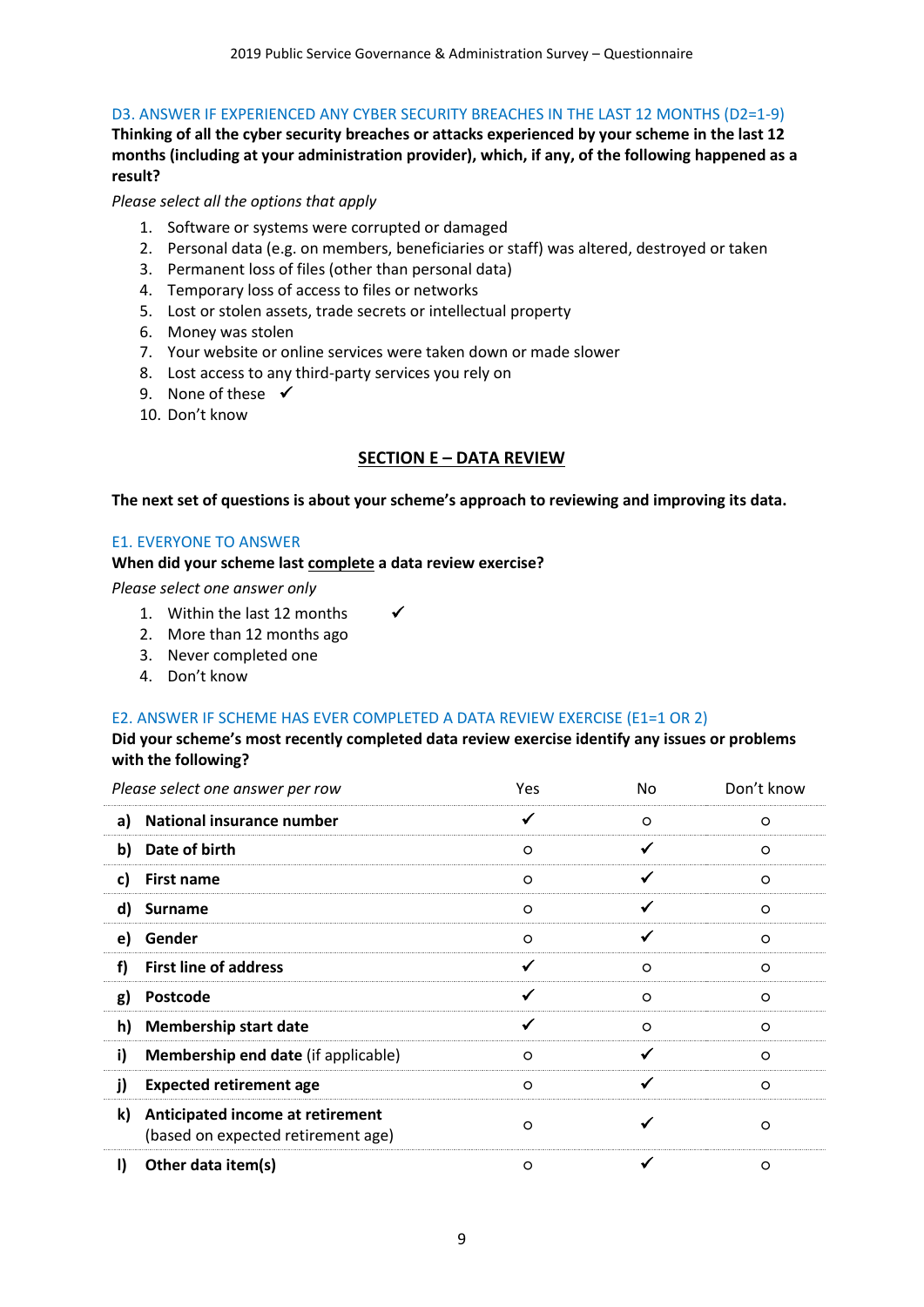D3. ANSWER IF EXPERIENCED ANY CYBER SECURITY BREACHES IN THE LAST 12 MONTHS (D2=1-9)

**Thinking of all the cyber security breaches or attacks experienced by your scheme in the last 12 months (including at your administration provider), which, if any, of the following happened as a result?**

*Please select all the options that apply*

1. Software or systems were corrupted or damaged
2. Personal data (e.g. on members, beneficiaries or staff) was altered, destroyed or taken
3. Permanent loss of files (other than personal data)
4. Temporary loss of access to files or networks
5. Lost or stolen assets, trade secrets or intellectual property
6. Money was stolen
7. Your website or online services were taken down or made slower
8. Lost access to any third-party services you rely on
9. None of these ✓
10. Don't know

## SECTION E – DATA REVIEW

**The next set of questions is about your scheme's approach to reviewing and improving its data.**

E1. EVERYONE TO ANSWER

**When did your scheme last complete a data review exercise?**

*Please select one answer only*

1. Within the last 12 months ✓
2. More than 12 months ago
3. Never completed one
4. Don't know

E2. ANSWER IF SCHEME HAS EVER COMPLETED A DATA REVIEW EXERCISE (E1=1 OR 2)

**Did your scheme's most recently completed data review exercise identify any issues or problems with the following?**

| *Please select one answer per row* | Yes | No | Don't know |
|---|---|---|---|
| **a) National insurance number** | ✓ | ○ | ○ |
| **b) Date of birth** | ○ | ✓ | ○ |
| **c) First name** | ○ | ✓ | ○ |
| **d) Surname** | ○ | ✓ | ○ |
| **e) Gender** | ○ | ✓ | ○ |
| **f) First line of address** | ✓ | ○ | ○ |
| **g) Postcode** | ✓ | ○ | ○ |
| **h) Membership start date** | ✓ | ○ | ○ |
| **i) Membership end date** (if applicable) | ○ | ✓ | ○ |
| **j) Expected retirement age** | ○ | ✓ | ○ |
| **k) Anticipated income at retirement** (based on expected retirement age) | ○ | ✓ | ○ |
| **l) Other data item(s)** | ○ | ✓ | ○ |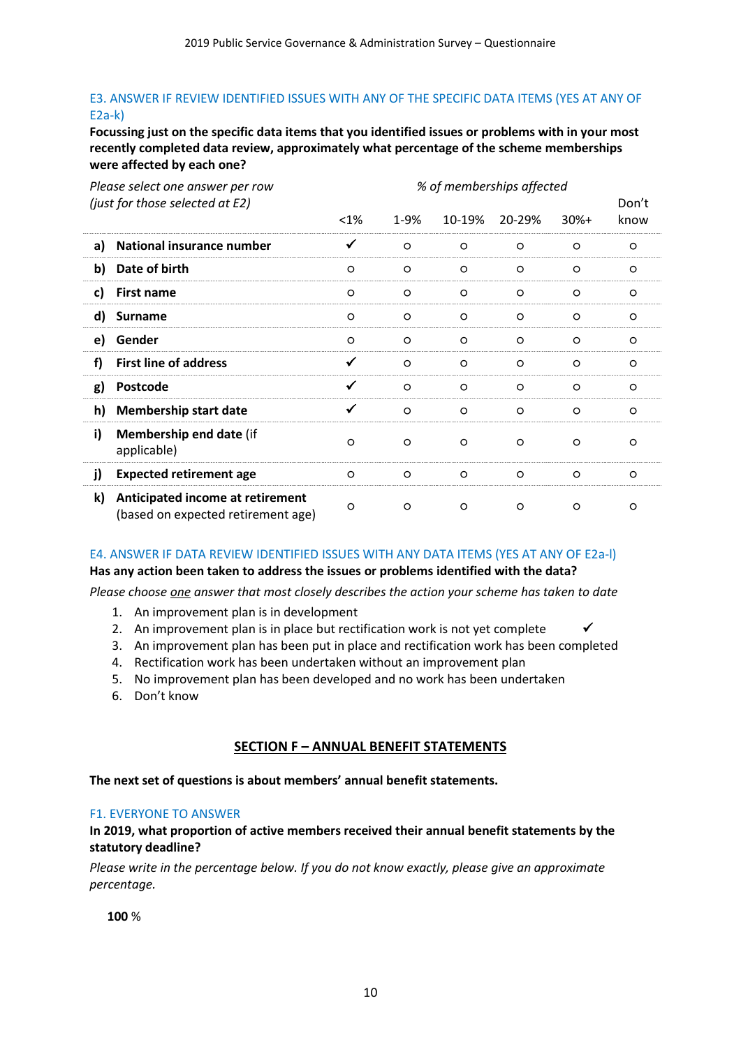E3. ANSWER IF REVIEW IDENTIFIED ISSUES WITH ANY OF THE SPECIFIC DATA ITEMS (YES AT ANY OF E2a-k)

**Focussing just on the specific data items that you identified issues or problems with in your most recently completed data review, approximately what percentage of the scheme memberships were affected by each one?**

| *Please select one answer per row (just for those selected at E2)* | | *% of memberships affected* | | | | | |
|---|---|---|---|---|---|---|---|
| | | <1% | 1-9% | 10-19% | 20-29% | 30%+ | Don't know |
| a) | **National insurance number** | ✓ | ○ | ○ | ○ | ○ | ○ |
| b) | **Date of birth** | ○ | ○ | ○ | ○ | ○ | ○ |
| c) | **First name** | ○ | ○ | ○ | ○ | ○ | ○ |
| d) | **Surname** | ○ | ○ | ○ | ○ | ○ | ○ |
| e) | **Gender** | ○ | ○ | ○ | ○ | ○ | ○ |
| f) | **First line of address** | ✓ | ○ | ○ | ○ | ○ | ○ |
| g) | **Postcode** | ✓ | ○ | ○ | ○ | ○ | ○ |
| h) | **Membership start date** | ✓ | ○ | ○ | ○ | ○ | ○ |
| i) | **Membership end date** (if applicable) | ○ | ○ | ○ | ○ | ○ | ○ |
| j) | **Expected retirement age** | ○ | ○ | ○ | ○ | ○ | ○ |
| k) | **Anticipated income at retirement** (based on expected retirement age) | ○ | ○ | ○ | ○ | ○ | ○ |

E4. ANSWER IF DATA REVIEW IDENTIFIED ISSUES WITH ANY DATA ITEMS (YES AT ANY OF E2a-l)

**Has any action been taken to address the issues or problems identified with the data?**

*Please choose one answer that most closely describes the action your scheme has taken to date*

1. An improvement plan is in development
2. An improvement plan is in place but rectification work is not yet complete ✓
3. An improvement plan has been put in place and rectification work has been completed
4. Rectification work has been undertaken without an improvement plan
5. No improvement plan has been developed and no work has been undertaken
6. Don't know

## SECTION F – ANNUAL BENEFIT STATEMENTS

**The next set of questions is about members' annual benefit statements.**

F1. EVERYONE TO ANSWER

**In 2019, what proportion of active members received their annual benefit statements by the statutory deadline?**

*Please write in the percentage below. If you do not know exactly, please give an approximate percentage.*

**100** %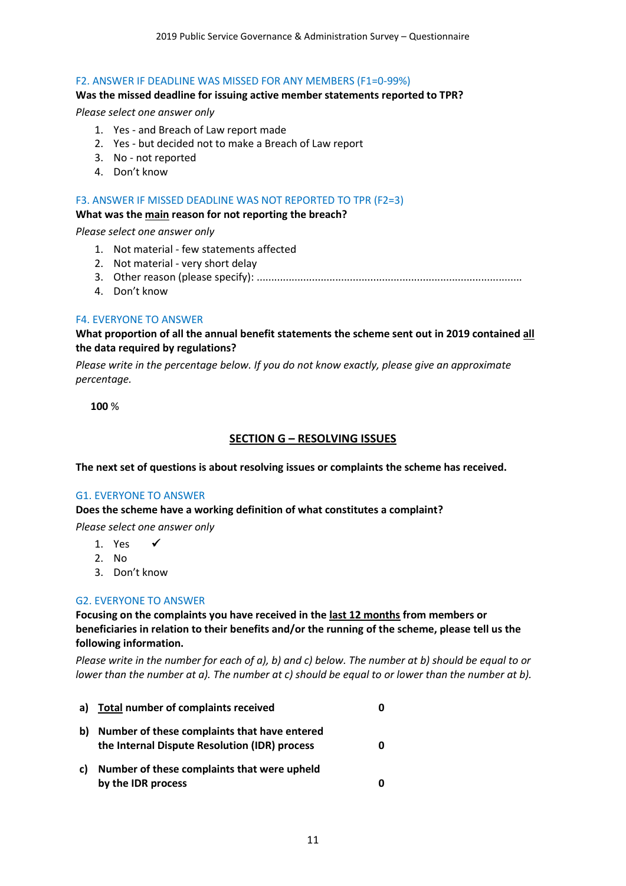F2. ANSWER IF DEADLINE WAS MISSED FOR ANY MEMBERS (F1=0-99%)

**Was the missed deadline for issuing active member statements reported to TPR?**

*Please select one answer only*

1. Yes - and Breach of Law report made
2. Yes - but decided not to make a Breach of Law report
3. No - not reported
4. Don't know

F3. ANSWER IF MISSED DEADLINE WAS NOT REPORTED TO TPR (F2=3)

**What was the <u>main</u> reason for not reporting the breach?**

*Please select one answer only*

1. Not material - few statements affected
2. Not material - very short delay
3. Other reason (please specify): ........................................................................................
4. Don't know

F4. EVERYONE TO ANSWER

**What proportion of all the annual benefit statements the scheme sent out in 2019 contained <u>all</u> the data required by regulations?**

*Please write in the percentage below. If you do not know exactly, please give an approximate percentage.*

**100** %

## SECTION G – RESOLVING ISSUES

**The next set of questions is about resolving issues or complaints the scheme has received.**

G1. EVERYONE TO ANSWER

**Does the scheme have a working definition of what constitutes a complaint?**

*Please select one answer only*

1. Yes ✓
2. No
3. Don't know

G2. EVERYONE TO ANSWER

**Focusing on the complaints you have received in the <u>last 12 months</u> from members or beneficiaries in relation to their benefits and/or the running of the scheme, please tell us the following information.**

*Please write in the number for each of a), b) and c) below. The number at b) should be equal to or lower than the number at a). The number at c) should be equal to or lower than the number at b).*

| | | |
|---|---|---|
| **a)** | **<u>Total</u> number of complaints received** | **0** |
| **b)** | **Number of these complaints that have entered the Internal Dispute Resolution (IDR) process** | **0** |
| **c)** | **Number of these complaints that were upheld by the IDR process** | **0** |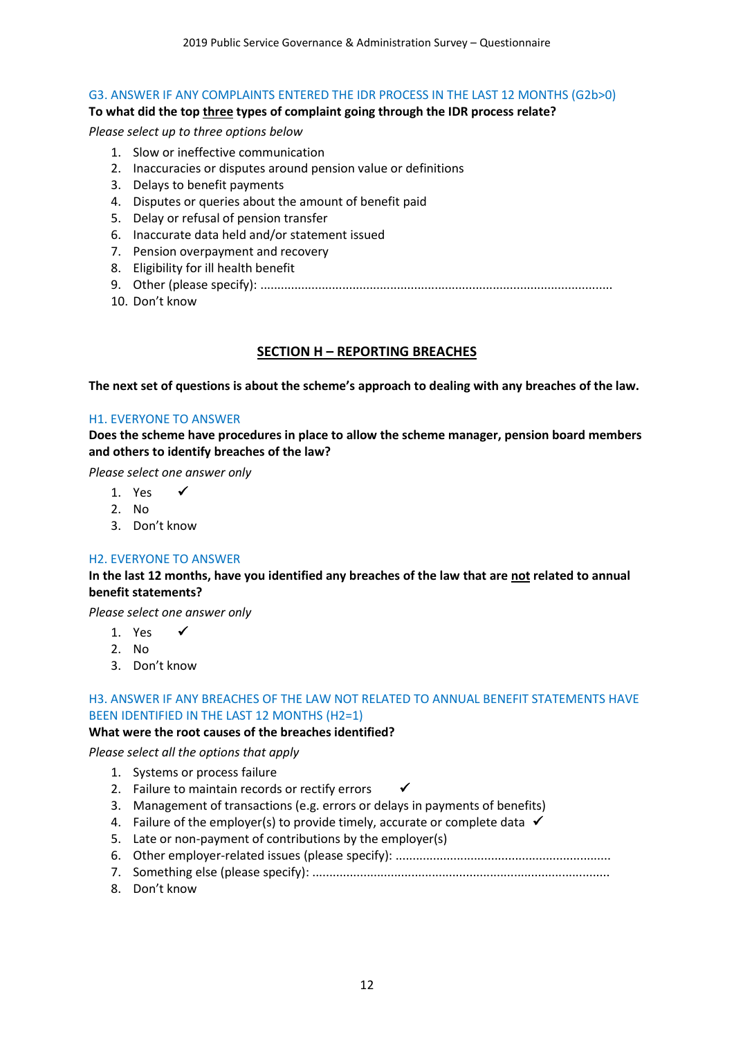G3. ANSWER IF ANY COMPLAINTS ENTERED THE IDR PROCESS IN THE LAST 12 MONTHS (G2b>0)

**To what did the top three types of complaint going through the IDR process relate?**

*Please select up to three options below*

1. Slow or ineffective communication
2. Inaccuracies or disputes around pension value or definitions
3. Delays to benefit payments
4. Disputes or queries about the amount of benefit paid
5. Delay or refusal of pension transfer
6. Inaccurate data held and/or statement issued
7. Pension overpayment and recovery
8. Eligibility for ill health benefit
9. Other (please specify): ......................................................................................................
10. Don't know

## SECTION H – REPORTING BREACHES

**The next set of questions is about the scheme's approach to dealing with any breaches of the law.**

H1. EVERYONE TO ANSWER

**Does the scheme have procedures in place to allow the scheme manager, pension board members and others to identify breaches of the law?**

*Please select one answer only*

1. Yes ✓
2. No
3. Don't know

H2. EVERYONE TO ANSWER

**In the last 12 months, have you identified any breaches of the law that are not related to annual benefit statements?**

*Please select one answer only*

1. Yes ✓
2. No
3. Don't know

H3. ANSWER IF ANY BREACHES OF THE LAW NOT RELATED TO ANNUAL BENEFIT STATEMENTS HAVE BEEN IDENTIFIED IN THE LAST 12 MONTHS (H2=1)

**What were the root causes of the breaches identified?**

*Please select all the options that apply*

1. Systems or process failure
2. Failure to maintain records or rectify errors ✓
3. Management of transactions (e.g. errors or delays in payments of benefits)
4. Failure of the employer(s) to provide timely, accurate or complete data ✓
5. Late or non-payment of contributions by the employer(s)
6. Other employer-related issues (please specify): ..............................................................
7. Something else (please specify): .....................................................................................
8. Don't know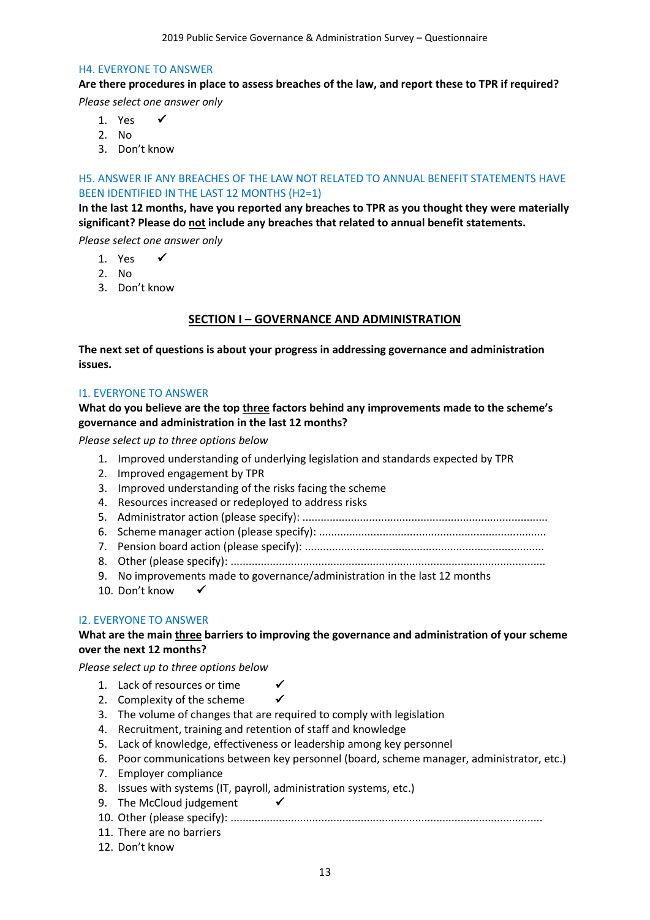H4. EVERYONE TO ANSWER

**Are there procedures in place to assess breaches of the law, and report these to TPR if required?**

*Please select one answer only*

1. Yes ✓
2. No
3. Don't know

H5. ANSWER IF ANY BREACHES OF THE LAW NOT RELATED TO ANNUAL BENEFIT STATEMENTS HAVE BEEN IDENTIFIED IN THE LAST 12 MONTHS (H2=1)

**In the last 12 months, have you reported any breaches to TPR as you thought they were materially significant? Please do not include any breaches that related to annual benefit statements.**

*Please select one answer only*

1. Yes ✓
2. No
3. Don't know

## SECTION I – GOVERNANCE AND ADMINISTRATION

**The next set of questions is about your progress in addressing governance and administration issues.**

I1. EVERYONE TO ANSWER

**What do you believe are the top three factors behind any improvements made to the scheme's governance and administration in the last 12 months?**

*Please select up to three options below*

1. Improved understanding of underlying legislation and standards expected by TPR
2. Improved engagement by TPR
3. Improved understanding of the risks facing the scheme
4. Resources increased or redeployed to address risks
5. Administrator action (please specify): ...............................................................................
6. Scheme manager action (please specify): .........................................................................
7. Pension board action (please specify): .............................................................................
8. Other (please specify): .......................................................................................................
9. No improvements made to governance/administration in the last 12 months
10. Don't know ✓

I2. EVERYONE TO ANSWER

**What are the main three barriers to improving the governance and administration of your scheme over the next 12 months?**

*Please select up to three options below*

1. Lack of resources or time ✓
2. Complexity of the scheme ✓
3. The volume of changes that are required to comply with legislation
4. Recruitment, training and retention of staff and knowledge
5. Lack of knowledge, effectiveness or leadership among key personnel
6. Poor communications between key personnel (board, scheme manager, administrator, etc.)
7. Employer compliance
8. Issues with systems (IT, payroll, administration systems, etc.)
9. The McCloud judgement ✓
10. Other (please specify): .......................................................................................................
11. There are no barriers
12. Don't know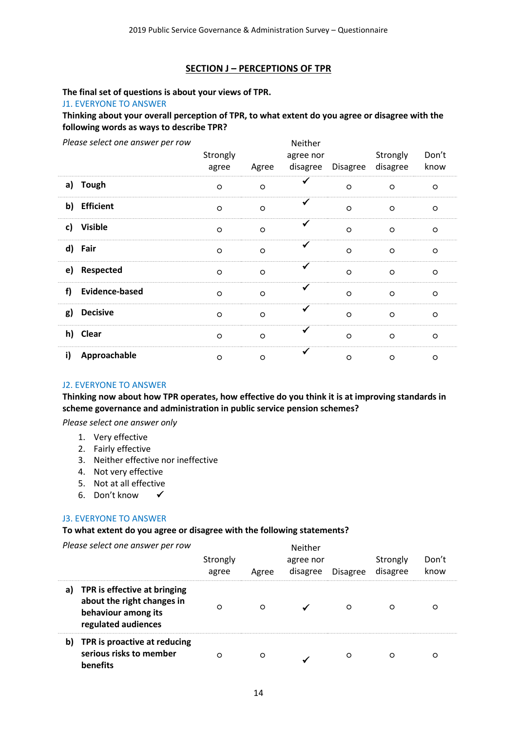## SECTION J – PERCEPTIONS OF TPR

**The final set of questions is about your views of TPR.**

J1. EVERYONE TO ANSWER

**Thinking about your overall perception of TPR, to what extent do you agree or disagree with the following words as ways to describe TPR?**

*Please select one answer per row*

| | Strongly agree | Agree | Neither agree nor disagree | Disagree | Strongly disagree | Don't know |
|---|---|---|---|---|---|---|
| **a) Tough** | ○ | ○ | ✓ | ○ | ○ | ○ |
| **b) Efficient** | ○ | ○ | ✓ | ○ | ○ | ○ |
| **c) Visible** | ○ | ○ | ✓ | ○ | ○ | ○ |
| **d) Fair** | ○ | ○ | ✓ | ○ | ○ | ○ |
| **e) Respected** | ○ | ○ | ✓ | ○ | ○ | ○ |
| **f) Evidence-based** | ○ | ○ | ✓ | ○ | ○ | ○ |
| **g) Decisive** | ○ | ○ | ✓ | ○ | ○ | ○ |
| **h) Clear** | ○ | ○ | ✓ | ○ | ○ | ○ |
| **i) Approachable** | ○ | ○ | ✓ | ○ | ○ | ○ |

J2. EVERYONE TO ANSWER

**Thinking now about how TPR operates, how effective do you think it is at improving standards in scheme governance and administration in public service pension schemes?**

*Please select one answer only*

1. Very effective
2. Fairly effective
3. Neither effective nor ineffective
4. Not very effective
5. Not at all effective
6. Don't know ✓

J3. EVERYONE TO ANSWER

**To what extent do you agree or disagree with the following statements?**

*Please select one answer per row*

| | Strongly agree | Agree | Neither agree nor disagree | Disagree | Strongly disagree | Don't know |
|---|---|---|---|---|---|---|
| **a) TPR is effective at bringing about the right changes in behaviour among its regulated audiences** | ○ | ○ | ✓ | ○ | ○ | ○ |
| **b) TPR is proactive at reducing serious risks to member benefits** | ○ | ○ | ✓ | ○ | ○ | ○ |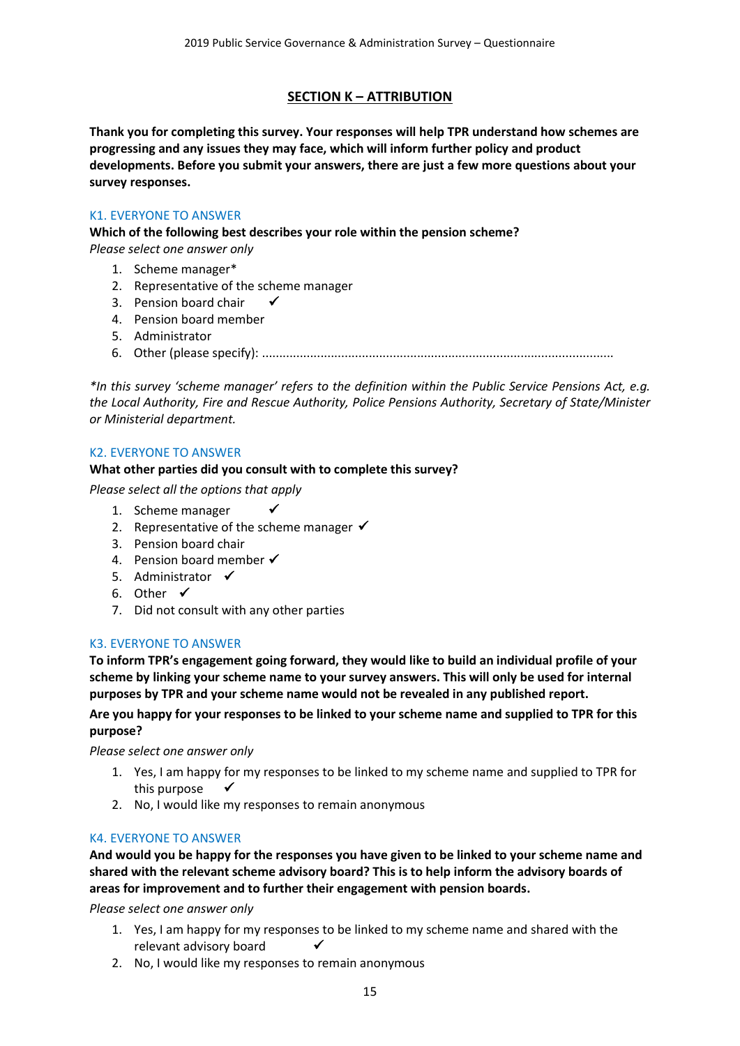## SECTION K – ATTRIBUTION

**Thank you for completing this survey. Your responses will help TPR understand how schemes are progressing and any issues they may face, which will inform further policy and product developments. Before you submit your answers, there are just a few more questions about your survey responses.**

K1. EVERYONE TO ANSWER

**Which of the following best describes your role within the pension scheme?**

*Please select one answer only*

1. Scheme manager*
2. Representative of the scheme manager
3. Pension board chair ✓
4. Pension board member
5. Administrator
6. Other (please specify): ..........................................................................................................

*\*In this survey 'scheme manager' refers to the definition within the Public Service Pensions Act, e.g. the Local Authority, Fire and Rescue Authority, Police Pensions Authority, Secretary of State/Minister or Ministerial department.*

K2. EVERYONE TO ANSWER

**What other parties did you consult with to complete this survey?**

*Please select all the options that apply*

1. Scheme manager ✓
2. Representative of the scheme manager ✓
3. Pension board chair
4. Pension board member ✓
5. Administrator ✓
6. Other ✓
7. Did not consult with any other parties

K3. EVERYONE TO ANSWER

**To inform TPR's engagement going forward, they would like to build an individual profile of your scheme by linking your scheme name to your survey answers. This will only be used for internal purposes by TPR and your scheme name would not be revealed in any published report.**

**Are you happy for your responses to be linked to your scheme name and supplied to TPR for this purpose?**

*Please select one answer only*

1. Yes, I am happy for my responses to be linked to my scheme name and supplied to TPR for this purpose ✓
2. No, I would like my responses to remain anonymous

K4. EVERYONE TO ANSWER

**And would you be happy for the responses you have given to be linked to your scheme name and shared with the relevant scheme advisory board? This is to help inform the advisory boards of areas for improvement and to further their engagement with pension boards.**

*Please select one answer only*

1. Yes, I am happy for my responses to be linked to my scheme name and shared with the relevant advisory board ✓
2. No, I would like my responses to remain anonymous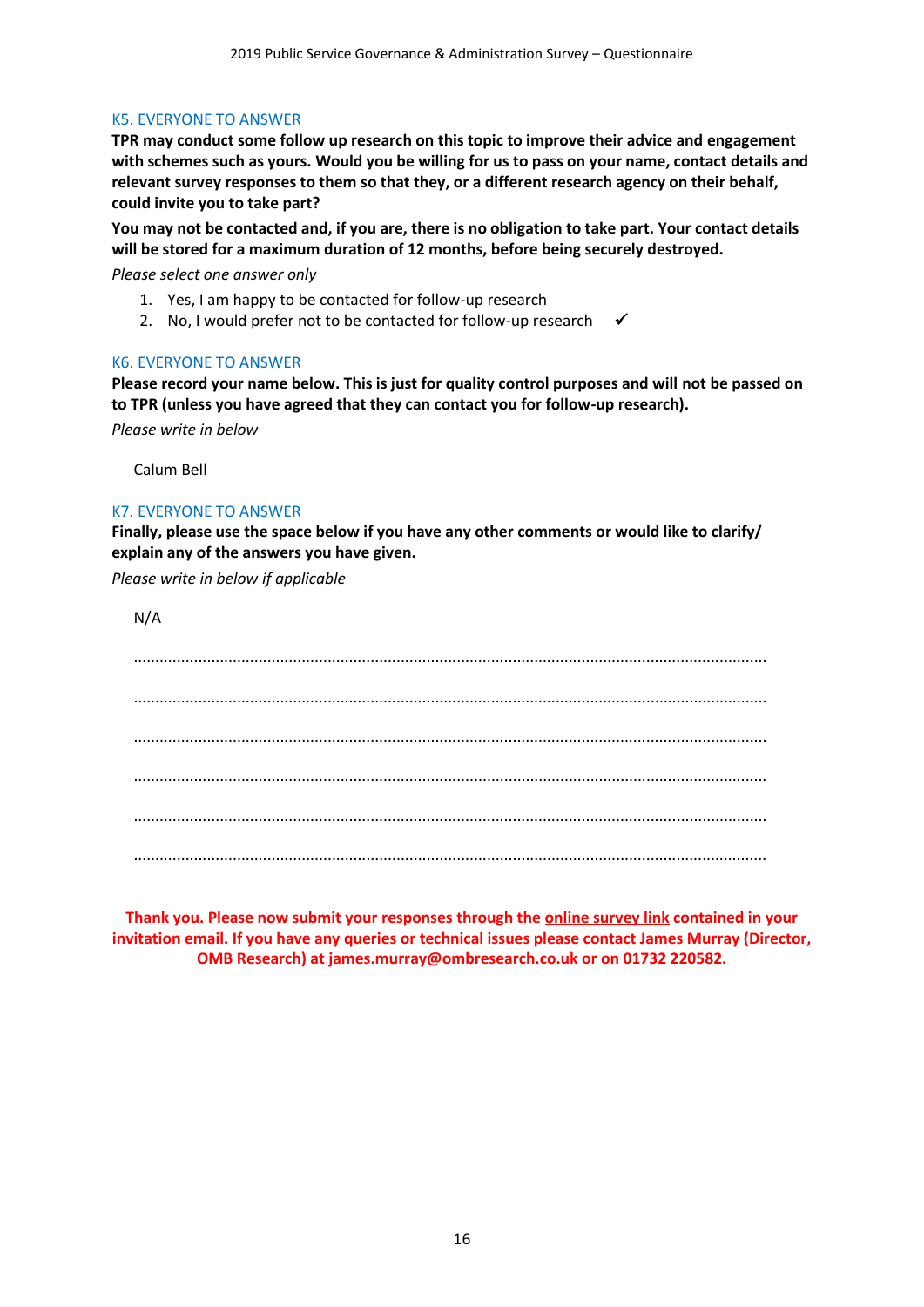#### K5. EVERYONE TO ANSWER

**TPR may conduct some follow up research on this topic to improve their advice and engagement with schemes such as yours. Would you be willing for us to pass on your name, contact details and relevant survey responses to them so that they, or a different research agency on their behalf, could invite you to take part?**

**You may not be contacted and, if you are, there is no obligation to take part. Your contact details will be stored for a maximum duration of 12 months, before being securely destroyed.**

*Please select one answer only*

1. Yes, I am happy to be contacted for follow-up research
2. No, I would prefer not to be contacted for follow-up research ✓

#### K6. EVERYONE TO ANSWER

**Please record your name below. This is just for quality control purposes and will not be passed on to TPR (unless you have agreed that they can contact you for follow-up research).**

*Please write in below*

Calum Bell

#### K7. EVERYONE TO ANSWER

**Finally, please use the space below if you have any other comments or would like to clarify/ explain any of the answers you have given.**

*Please write in below if applicable*

N/A

**Thank you. Please now submit your responses through the online survey link contained in your invitation email. If you have any queries or technical issues please contact James Murray (Director, OMB Research) at james.murray@ombresearch.co.uk or on 01732 220582.**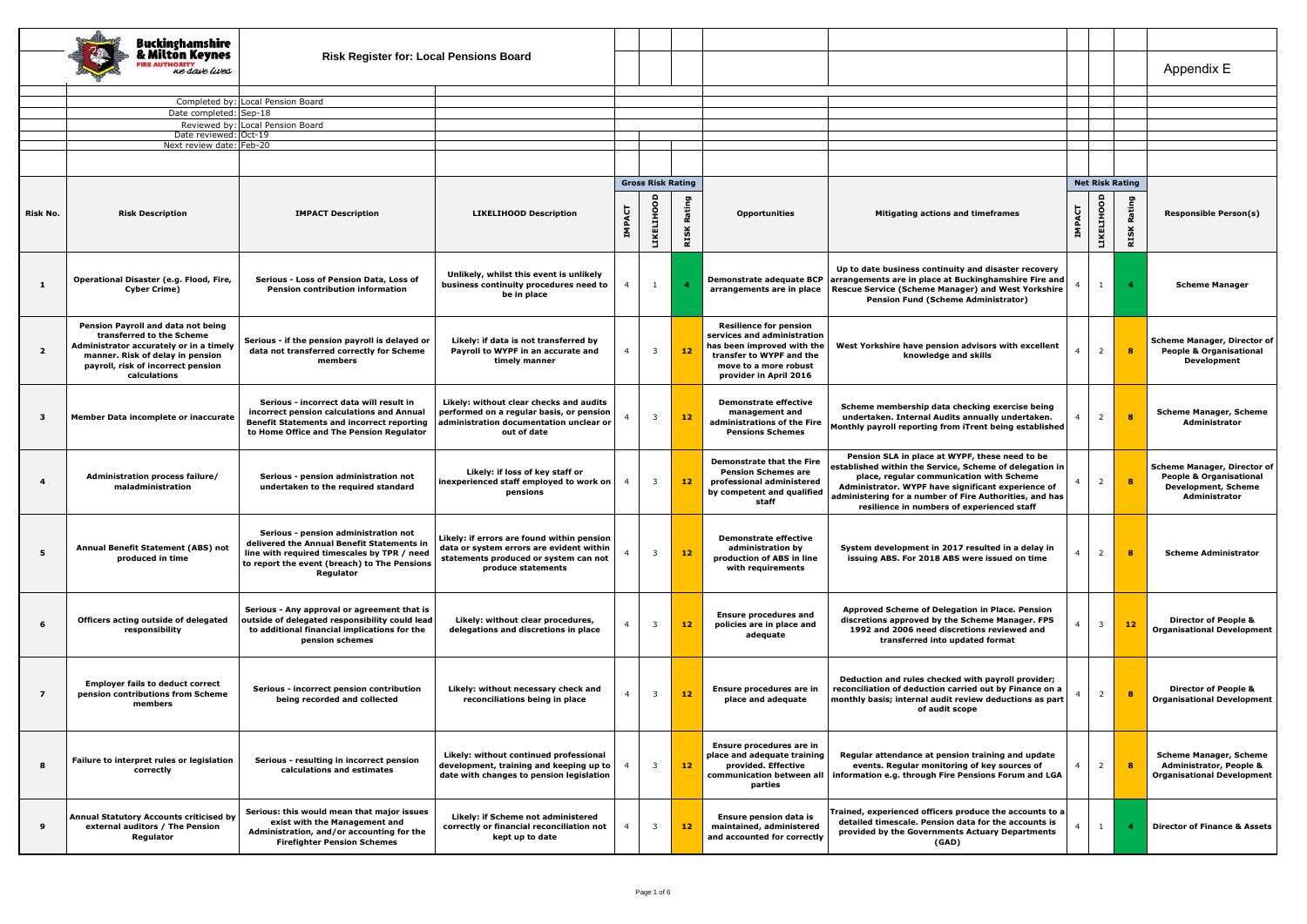**Buckinghamshire & Milton Keynes FIRE AUTHORITY** *we save lives*

# Risk Register for: Local Pensions Board

Appendix E

Completed by: Local Pension Board
Date completed: Sep-18
Reviewed by: Local Pension Board
Date reviewed: Oct-19
Next review date: Feb-20

| Risk No. | Risk Description | IMPACT Description | LIKELIHOOD Description | Gross Risk Rating | | | Opportunities | Mitigating actions and timeframes | Net Risk Rating | | | Responsible Person(s) |
|---|---|---|---|---|---|---|---|---|---|---|---|---|
| | | | | IMPACT | LIKELIHOOD | RISK Rating | | | IMPACT | LIKELIHOOD | RISK Rating | |
| 1 | Operational Disaster (e.g. Flood, Fire, Cyber Crime) | Serious - Loss of Pension Data, Loss of Pension contribution information | Unlikely, whilst this event is unlikely business continuity procedures need to be in place | 4 | 1 | 4 | Demonstrate adequate BCP arrangements are in place | Up to date business continuity and disaster recovery arrangements are in place at Buckinghamshire Fire and Rescue Service (Scheme Manager) and West Yorkshire Pension Fund (Scheme Administrator) | 4 | 1 | 4 | Scheme Manager |
| 2 | Pension Payroll and data not being transferred to the Scheme Administrator accurately or in a timely manner. Risk of delay in pension payroll, risk of incorrect pension calculations | Serious - if the pension payroll is delayed or data not transferred correctly for Scheme members | Likely: if data is not transferred by Payroll to WYPF in an accurate and timely manner | 4 | 3 | 12 | Resilience for pension services and administration has been improved with the transfer to WYPF and the move to a more robust provider in April 2016 | West Yorkshire have pension advisors with excellent knowledge and skills | 4 | 2 | 8 | Scheme Manager, Director of People & Organisational Development |
| 3 | Member Data incomplete or inaccurate | Serious - incorrect data will result in incorrect pension calculations and Annual Benefit Statements and incorrect reporting to Home Office and The Pension Regulator | Likely: without clear checks and audits performed on a regular basis, or pension administration documentation unclear or out of date | 4 | 3 | 12 | Demonstrate effective management and administrations of the Fire Pensions Schemes | Scheme membership data checking exercise being undertaken. Internal Audits annually undertaken. Monthly payroll reporting from iTrent being established | 4 | 2 | 8 | Scheme Manager, Scheme Administrator |
| 4 | Administration process failure/ maladministration | Serious - pension administration not undertaken to the required standard | Likely: if loss of key staff or inexperienced staff employed to work on pensions | 4 | 3 | 12 | Demonstrate that the Fire Pension Schemes are professional administered by competent and qualified staff | Pension SLA in place at WYPF, these need to be established within the Service, Scheme of delegation in place, regular communication with Scheme Administrator. WYPF have significant experience of administering for a number of Fire Authorities, and has resilience in numbers of experienced staff | 4 | 2 | 8 | Scheme Manager, Director of People & Organisational Development, Scheme Administrator |
| 5 | Annual Benefit Statement (ABS) not produced in time | Serious - pension administration not delivered the Annual Benefit Statements in line with required timescales by TPR / need to report the event (breach) to The Pensions Regulator | Likely: if errors are found within pension data or system errors are evident within statements produced or system can not produce statements | 4 | 3 | 12 | Demonstrate effective administration by production of ABS in line with requirements | System development in 2017 resulted in a delay in issuing ABS. For 2018 ABS were issued on time | 4 | 2 | 8 | Scheme Administrator |
| 6 | Officers acting outside of delegated responsibility | Serious - Any approval or agreement that is outside of delegated responsibility could lead to additional financial implications for the pension schemes | Likely: without clear procedures, delegations and discretions in place | 4 | 3 | 12 | Ensure procedures and policies are in place and adequate | Approved Scheme of Delegation in Place. Pension discretions approved by the Scheme Manager. FPS 1992 and 2006 need discretions reviewed and transferred into updated format | 4 | 3 | 12 | Director of People & Organisational Development |
| 7 | Employer fails to deduct correct pension contributions from Scheme members | Serious - incorrect pension contribution being recorded and collected | Likely: without necessary check and reconciliations being in place | 4 | 3 | 12 | Ensure procedures are in place and adequate | Deduction and rules checked with payroll provider; reconciliation of deduction carried out by Finance on a monthly basis; internal audit review deductions as part of audit scope | 4 | 2 | 8 | Director of People & Organisational Development |
| 8 | Failure to interpret rules or legislation correctly | Serious - resulting in incorrect pension calculations and estimates | Likely: without continued professional development, training and keeping up to date with changes to pension legislation | 4 | 3 | 12 | Ensure procedures are in place and adequate training provided. Effective communication between all parties | Regular attendance at pension training and update events. Regular monitoring of key sources of information e.g. through Fire Pensions Forum and LGA | 4 | 2 | 8 | Scheme Manager, Scheme Administrator, People & Organisational Development |
| 9 | Annual Statutory Accounts criticised by external auditors / The Pension Regulator | Serious: this would mean that major issues exist with the Management and Administration, and/or accounting for the Firefighter Pension Schemes | Likely: if Scheme not administered correctly or financial reconciliation not kept up to date | 4 | 3 | 12 | Ensure pension data is maintained, administered and accounted for correctly | Trained, experienced officers produce the accounts to a detailed timescale. Pension data for the accounts is provided by the Governments Actuary Departments (GAD) | 4 | 1 | 4 | Director of Finance & Assets |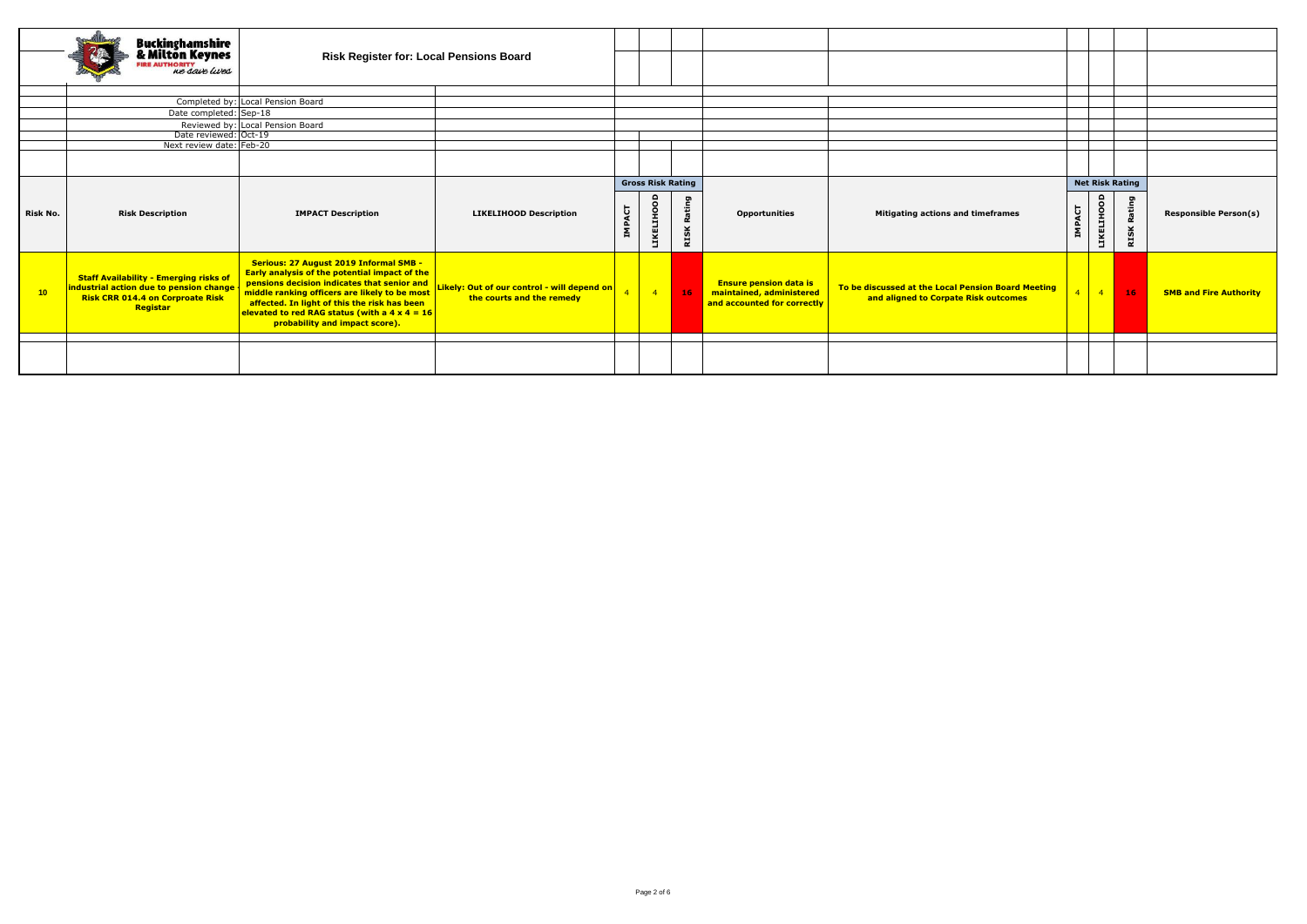**Buckinghamshire & Milton Keynes FIRE AUTHORITY** *we save lives*

# Risk Register for: Local Pensions Board

| | |
|---|---|
| Completed by: | Local Pension Board |
| Date completed: | Sep-18 |
| Reviewed by: | Local Pension Board |
| Date reviewed: | Oct-19 |
| Next review date: | Feb-20 |

| Risk No. | Risk Description | IMPACT Description | LIKELIHOOD Description | Gross Risk Rating | | | Opportunities | Mitigating actions and timeframes | Net Risk Rating | | | Responsible Person(s) |
|---|---|---|---|---|---|---|---|---|---|---|---|---|
| | | | | IMPACT | LIKELIHOOD | RISK Rating | | | IMPACT | LIKELIHOOD | RISK Rating | |
| **10** | **Staff Availability - Emerging risks of industrial action due to pension change - Risk CRR 014.4 on Corproate Risk Registar** | **Serious: 27 August 2019 Informal SMB - Early analysis of the potential impact of the pensions decision indicates that senior and middle ranking officers are likely to be most affected. In light of this the risk has been elevated to red RAG status (with a 4 x 4 = 16 probability and impact score).** | **Likely: Out of our control - will depend on the courts and the remedy** | 4 | 4 | **16** | **Ensure pension data is maintained, administered and accounted for correctly** | **To be discussed at the Local Pension Board Meeting and aligned to Corpate Risk outcomes** | 4 | 4 | **16** | **SMB and Fire Authority** |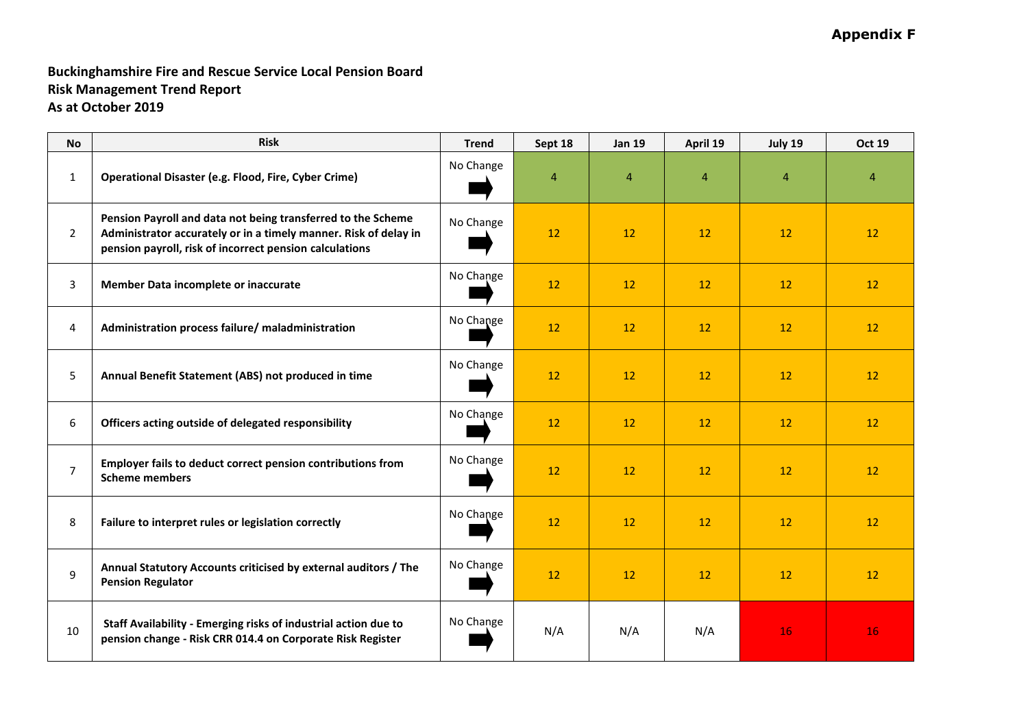**Appendix F**

**Buckinghamshire Fire and Rescue Service Local Pension Board**
**Risk Management Trend Report**
**As at October 2019**

| No | Risk | Trend | Sept 18 | Jan 19 | April 19 | July 19 | Oct 19 |
|---|---|---|---|---|---|---|---|
| 1 | **Operational Disaster (e.g. Flood, Fire, Cyber Crime)** | No Change ➡ | 4 | 4 | 4 | 4 | 4 |
| 2 | **Pension Payroll and data not being transferred to the Scheme Administrator accurately or in a timely manner. Risk of delay in pension payroll, risk of incorrect pension calculations** | No Change ➡ | 12 | 12 | 12 | 12 | 12 |
| 3 | **Member Data incomplete or inaccurate** | No Change ➡ | 12 | 12 | 12 | 12 | 12 |
| 4 | **Administration process failure/ maladministration** | No Change ➡ | 12 | 12 | 12 | 12 | 12 |
| 5 | **Annual Benefit Statement (ABS) not produced in time** | No Change ➡ | 12 | 12 | 12 | 12 | 12 |
| 6 | **Officers acting outside of delegated responsibility** | No Change ➡ | 12 | 12 | 12 | 12 | 12 |
| 7 | **Employer fails to deduct correct pension contributions from Scheme members** | No Change ➡ | 12 | 12 | 12 | 12 | 12 |
| 8 | **Failure to interpret rules or legislation correctly** | No Change ➡ | 12 | 12 | 12 | 12 | 12 |
| 9 | **Annual Statutory Accounts criticised by external auditors / The Pension Regulator** | No Change ➡ | 12 | 12 | 12 | 12 | 12 |
| 10 | **Staff Availability - Emerging risks of industrial action due to pension change - Risk CRR 014.4 on Corporate Risk Register** | No Change ➡ | N/A | N/A | N/A | 16 | 16 |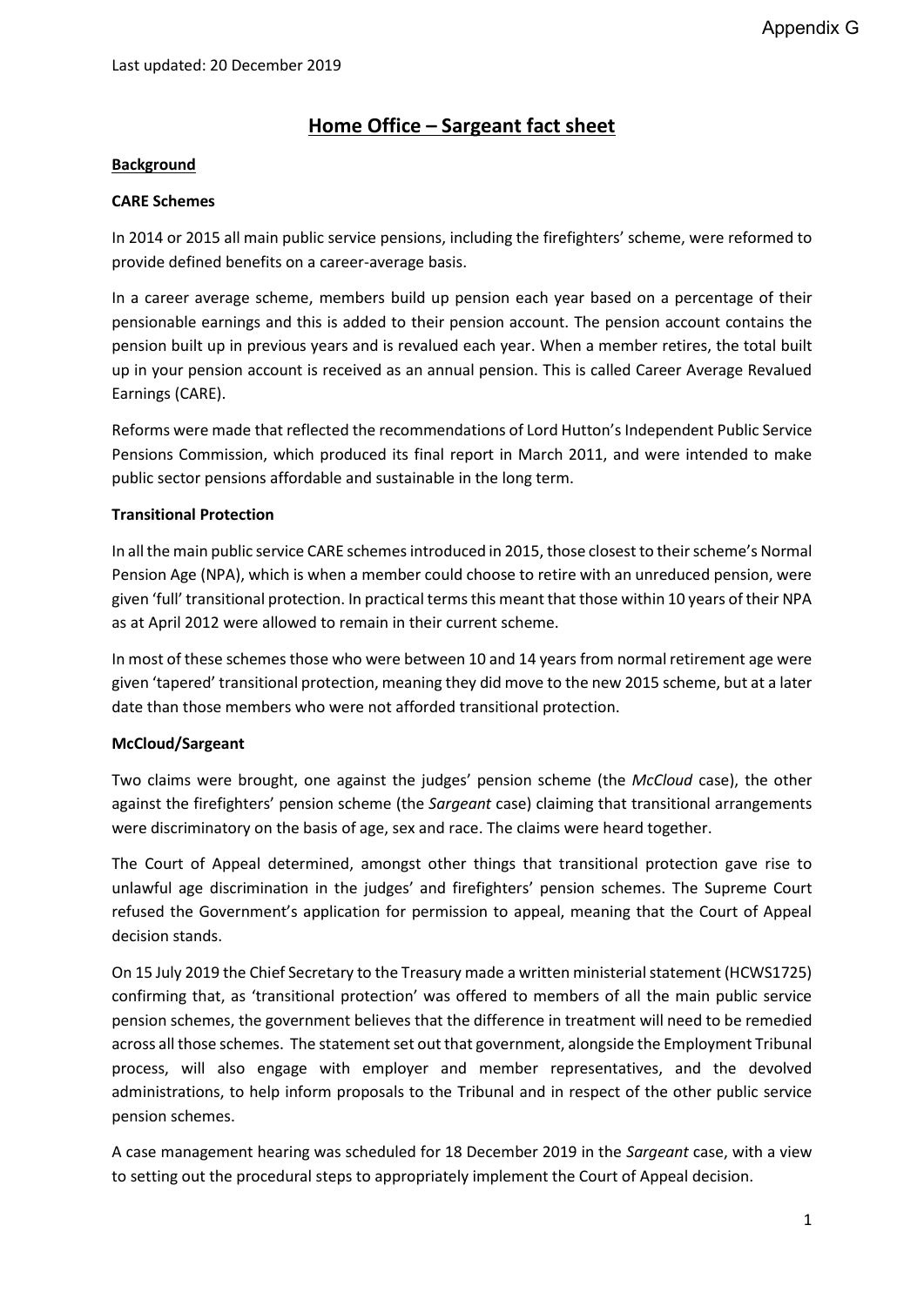Appendix G

Last updated: 20 December 2019

# Home Office – Sargeant fact sheet

**Background**

**CARE Schemes**

In 2014 or 2015 all main public service pensions, including the firefighters' scheme, were reformed to provide defined benefits on a career-average basis.

In a career average scheme, members build up pension each year based on a percentage of their pensionable earnings and this is added to their pension account. The pension account contains the pension built up in previous years and is revalued each year. When a member retires, the total built up in your pension account is received as an annual pension. This is called Career Average Revalued Earnings (CARE).

Reforms were made that reflected the recommendations of Lord Hutton's Independent Public Service Pensions Commission, which produced its final report in March 2011, and were intended to make public sector pensions affordable and sustainable in the long term.

**Transitional Protection**

In all the main public service CARE schemes introduced in 2015, those closest to their scheme's Normal Pension Age (NPA), which is when a member could choose to retire with an unreduced pension, were given 'full' transitional protection. In practical terms this meant that those within 10 years of their NPA as at April 2012 were allowed to remain in their current scheme.

In most of these schemes those who were between 10 and 14 years from normal retirement age were given 'tapered' transitional protection, meaning they did move to the new 2015 scheme, but at a later date than those members who were not afforded transitional protection.

**McCloud/Sargeant**

Two claims were brought, one against the judges' pension scheme (the *McCloud* case), the other against the firefighters' pension scheme (the *Sargeant* case) claiming that transitional arrangements were discriminatory on the basis of age, sex and race. The claims were heard together.

The Court of Appeal determined, amongst other things that transitional protection gave rise to unlawful age discrimination in the judges' and firefighters' pension schemes. The Supreme Court refused the Government's application for permission to appeal, meaning that the Court of Appeal decision stands.

On 15 July 2019 the Chief Secretary to the Treasury made a written ministerial statement (HCWS1725) confirming that, as 'transitional protection' was offered to members of all the main public service pension schemes, the government believes that the difference in treatment will need to be remedied across all those schemes. The statement set out that government, alongside the Employment Tribunal process, will also engage with employer and member representatives, and the devolved administrations, to help inform proposals to the Tribunal and in respect of the other public service pension schemes.

A case management hearing was scheduled for 18 December 2019 in the *Sargeant* case, with a view to setting out the procedural steps to appropriately implement the Court of Appeal decision.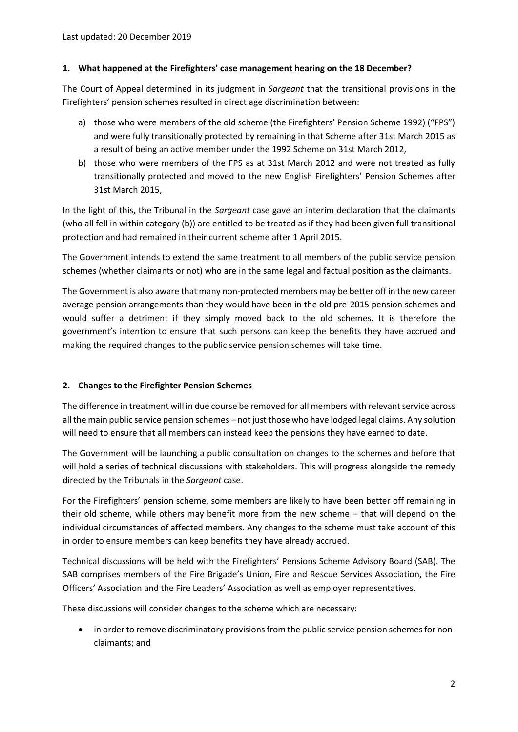Last updated: 20 December 2019

## 1. What happened at the Firefighters' case management hearing on the 18 December?

The Court of Appeal determined in its judgment in *Sargeant* that the transitional provisions in the Firefighters' pension schemes resulted in direct age discrimination between:

a) those who were members of the old scheme (the Firefighters' Pension Scheme 1992) ("FPS") and were fully transitionally protected by remaining in that Scheme after 31st March 2015 as a result of being an active member under the 1992 Scheme on 31st March 2012,

b) those who were members of the FPS as at 31st March 2012 and were not treated as fully transitionally protected and moved to the new English Firefighters' Pension Schemes after 31st March 2015,

In the light of this, the Tribunal in the *Sargeant* case gave an interim declaration that the claimants (who all fell in within category (b)) are entitled to be treated as if they had been given full transitional protection and had remained in their current scheme after 1 April 2015.

The Government intends to extend the same treatment to all members of the public service pension schemes (whether claimants or not) who are in the same legal and factual position as the claimants.

The Government is also aware that many non-protected members may be better off in the new career average pension arrangements than they would have been in the old pre-2015 pension schemes and would suffer a detriment if they simply moved back to the old schemes. It is therefore the government's intention to ensure that such persons can keep the benefits they have accrued and making the required changes to the public service pension schemes will take time.

## 2. Changes to the Firefighter Pension Schemes

The difference in treatment will in due course be removed for all members with relevant service across all the main public service pension schemes – <u>not just those who have lodged legal claims.</u> Any solution will need to ensure that all members can instead keep the pensions they have earned to date.

The Government will be launching a public consultation on changes to the schemes and before that will hold a series of technical discussions with stakeholders. This will progress alongside the remedy directed by the Tribunals in the *Sargeant* case.

For the Firefighters' pension scheme, some members are likely to have been better off remaining in their old scheme, while others may benefit more from the new scheme – that will depend on the individual circumstances of affected members. Any changes to the scheme must take account of this in order to ensure members can keep benefits they have already accrued.

Technical discussions will be held with the Firefighters' Pensions Scheme Advisory Board (SAB). The SAB comprises members of the Fire Brigade's Union, Fire and Rescue Services Association, the Fire Officers' Association and the Fire Leaders' Association as well as employer representatives.

These discussions will consider changes to the scheme which are necessary:

- in order to remove discriminatory provisions from the public service pension schemes for non-claimants; and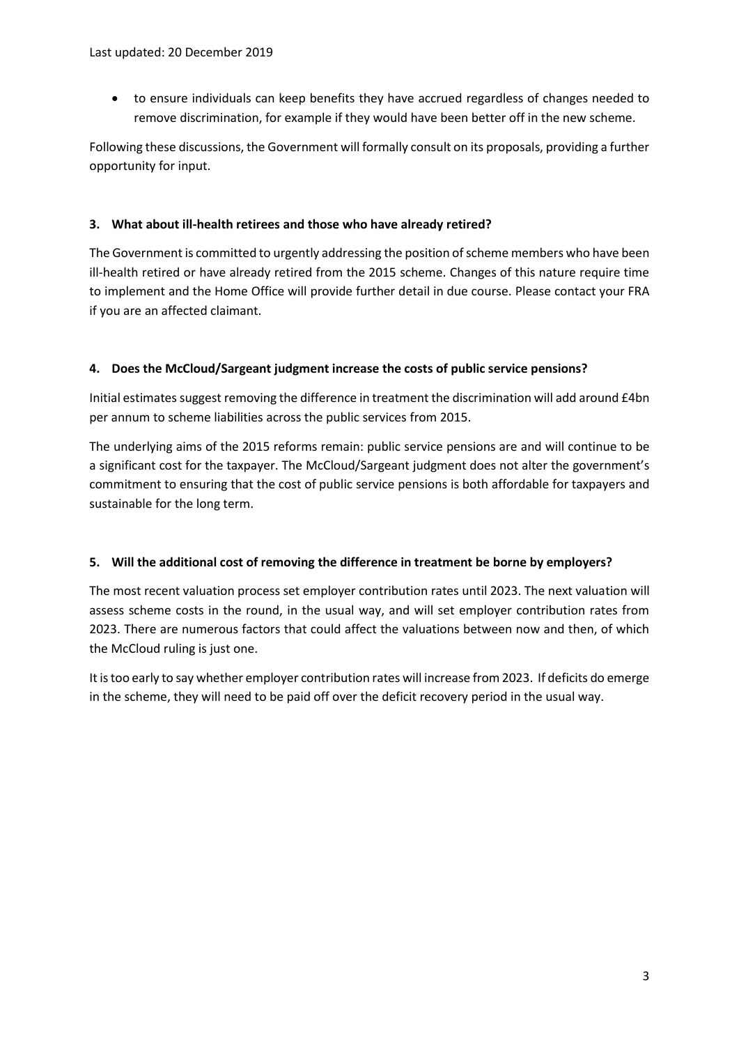Last updated: 20 December 2019

- to ensure individuals can keep benefits they have accrued regardless of changes needed to remove discrimination, for example if they would have been better off in the new scheme.

Following these discussions, the Government will formally consult on its proposals, providing a further opportunity for input.

### 3. What about ill-health retirees and those who have already retired?

The Government is committed to urgently addressing the position of scheme members who have been ill-health retired or have already retired from the 2015 scheme. Changes of this nature require time to implement and the Home Office will provide further detail in due course. Please contact your FRA if you are an affected claimant.

### 4. Does the McCloud/Sargeant judgment increase the costs of public service pensions?

Initial estimates suggest removing the difference in treatment the discrimination will add around £4bn per annum to scheme liabilities across the public services from 2015.

The underlying aims of the 2015 reforms remain: public service pensions are and will continue to be a significant cost for the taxpayer. The McCloud/Sargeant judgment does not alter the government's commitment to ensuring that the cost of public service pensions is both affordable for taxpayers and sustainable for the long term.

### 5. Will the additional cost of removing the difference in treatment be borne by employers?

The most recent valuation process set employer contribution rates until 2023. The next valuation will assess scheme costs in the round, in the usual way, and will set employer contribution rates from 2023. There are numerous factors that could affect the valuations between now and then, of which the McCloud ruling is just one.

It is too early to say whether employer contribution rates will increase from 2023. If deficits do emerge in the scheme, they will need to be paid off over the deficit recovery period in the usual way.